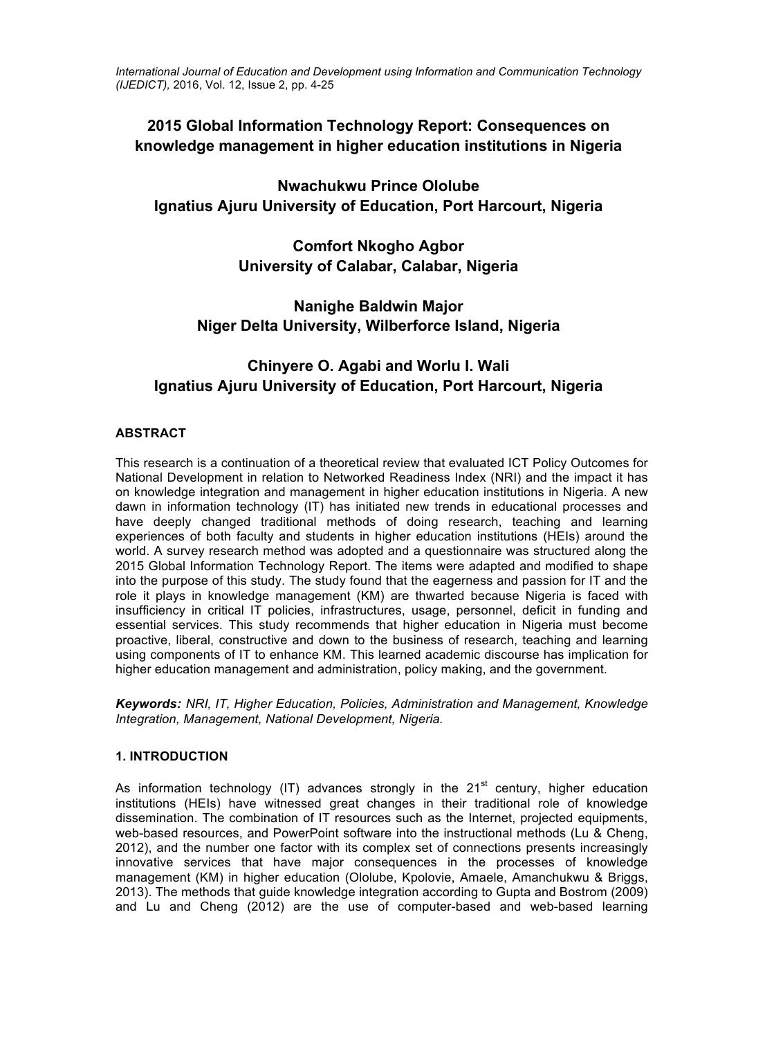# 2015 Global Information Technology Report: Consequences on knowledge management in higher education institutions in Nigeria

**Nwachukwu Prince Ololube**
**Ignatius Ajuru University of Education, Port Harcourt, Nigeria**

**Comfort Nkogho Agbor**
**University of Calabar, Calabar, Nigeria**

**Nanighe Baldwin Major**
**Niger Delta University, Wilberforce Island, Nigeria**

**Chinyere O. Agabi and Worlu I. Wali**
**Ignatius Ajuru University of Education, Port Harcourt, Nigeria**

## ABSTRACT

This research is a continuation of a theoretical review that evaluated ICT Policy Outcomes for National Development in relation to Networked Readiness Index (NRI) and the impact it has on knowledge integration and management in higher education institutions in Nigeria. A new dawn in information technology (IT) has initiated new trends in educational processes and have deeply changed traditional methods of doing research, teaching and learning experiences of both faculty and students in higher education institutions (HEIs) around the world. A survey research method was adopted and a questionnaire was structured along the 2015 Global Information Technology Report. The items were adapted and modified to shape into the purpose of this study. The study found that the eagerness and passion for IT and the role it plays in knowledge management (KM) are thwarted because Nigeria is faced with insufficiency in critical IT policies, infrastructures, usage, personnel, deficit in funding and essential services. This study recommends that higher education in Nigeria must become proactive, liberal, constructive and down to the business of research, teaching and learning using components of IT to enhance KM. This learned academic discourse has implication for higher education management and administration, policy making, and the government.

***Keywords:*** *NRI, IT, Higher Education, Policies, Administration and Management, Knowledge Integration, Management, National Development, Nigeria.*

## 1. INTRODUCTION

As information technology (IT) advances strongly in the 21st century, higher education institutions (HEIs) have witnessed great changes in their traditional role of knowledge dissemination. The combination of IT resources such as the Internet, projected equipments, web-based resources, and PowerPoint software into the instructional methods (Lu & Cheng, 2012), and the number one factor with its complex set of connections presents increasingly innovative services that have major consequences in the processes of knowledge management (KM) in higher education (Ololube, Kpolovie, Amaele, Amanchukwu & Briggs, 2013). The methods that guide knowledge integration according to Gupta and Bostrom (2009) and Lu and Cheng (2012) are the use of computer-based and web-based learning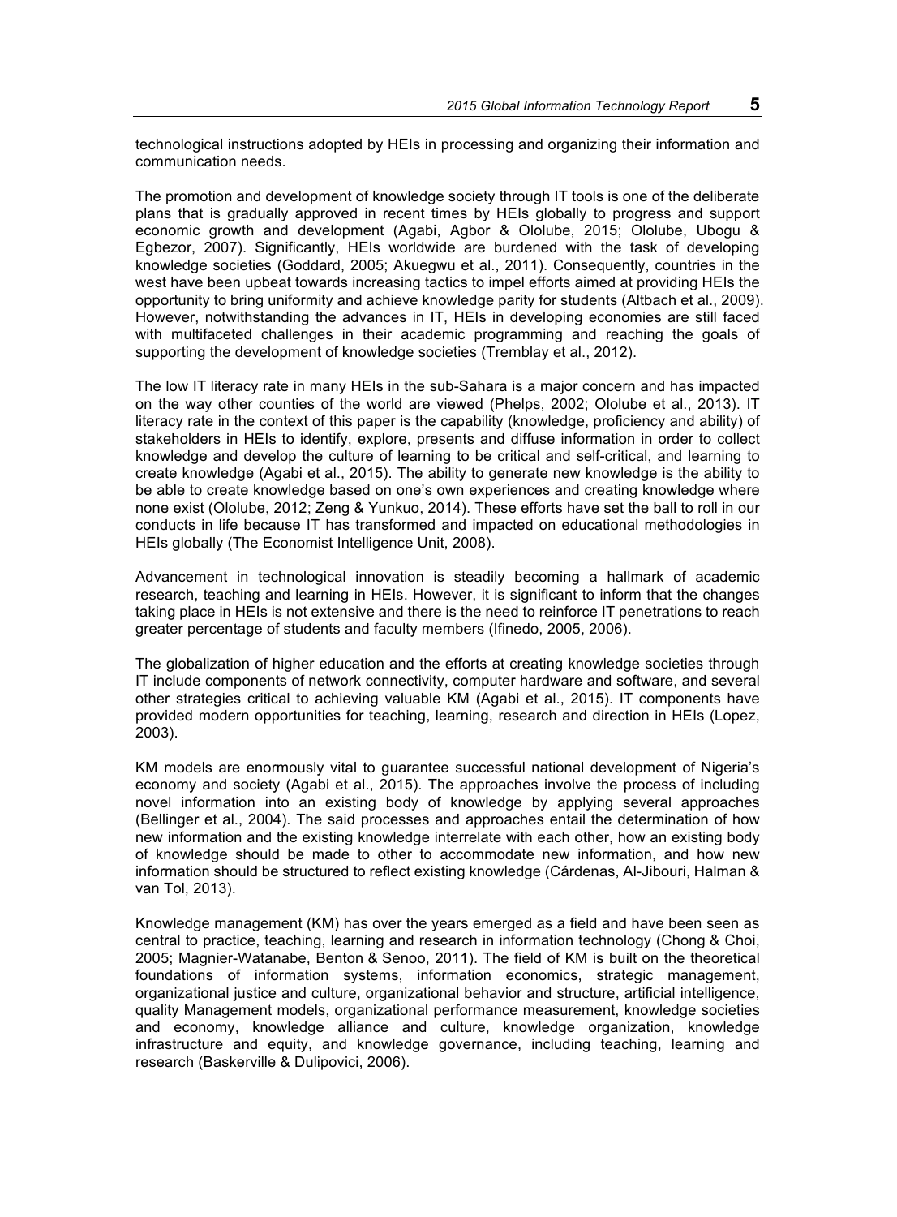technological instructions adopted by HEIs in processing and organizing their information and communication needs.

The promotion and development of knowledge society through IT tools is one of the deliberate plans that is gradually approved in recent times by HEIs globally to progress and support economic growth and development (Agabi, Agbor & Ololube, 2015; Ololube, Ubogu & Egbezor, 2007). Significantly, HEIs worldwide are burdened with the task of developing knowledge societies (Goddard, 2005; Akuegwu et al., 2011). Consequently, countries in the west have been upbeat towards increasing tactics to impel efforts aimed at providing HEIs the opportunity to bring uniformity and achieve knowledge parity for students (Altbach et al., 2009). However, notwithstanding the advances in IT, HEIs in developing economies are still faced with multifaceted challenges in their academic programming and reaching the goals of supporting the development of knowledge societies (Tremblay et al., 2012).

The low IT literacy rate in many HEIs in the sub-Sahara is a major concern and has impacted on the way other counties of the world are viewed (Phelps, 2002; Ololube et al., 2013). IT literacy rate in the context of this paper is the capability (knowledge, proficiency and ability) of stakeholders in HEIs to identify, explore, presents and diffuse information in order to collect knowledge and develop the culture of learning to be critical and self-critical, and learning to create knowledge (Agabi et al., 2015). The ability to generate new knowledge is the ability to be able to create knowledge based on one's own experiences and creating knowledge where none exist (Ololube, 2012; Zeng & Yunkuo, 2014). These efforts have set the ball to roll in our conducts in life because IT has transformed and impacted on educational methodologies in HEIs globally (The Economist Intelligence Unit, 2008).

Advancement in technological innovation is steadily becoming a hallmark of academic research, teaching and learning in HEIs. However, it is significant to inform that the changes taking place in HEIs is not extensive and there is the need to reinforce IT penetrations to reach greater percentage of students and faculty members (Ifinedo, 2005, 2006).

The globalization of higher education and the efforts at creating knowledge societies through IT include components of network connectivity, computer hardware and software, and several other strategies critical to achieving valuable KM (Agabi et al., 2015). IT components have provided modern opportunities for teaching, learning, research and direction in HEIs (Lopez, 2003).

KM models are enormously vital to guarantee successful national development of Nigeria's economy and society (Agabi et al., 2015). The approaches involve the process of including novel information into an existing body of knowledge by applying several approaches (Bellinger et al., 2004). The said processes and approaches entail the determination of how new information and the existing knowledge interrelate with each other, how an existing body of knowledge should be made to other to accommodate new information, and how new information should be structured to reflect existing knowledge (Cárdenas, Al-Jibouri, Halman & van Tol, 2013).

Knowledge management (KM) has over the years emerged as a field and have been seen as central to practice, teaching, learning and research in information technology (Chong & Choi, 2005; Magnier-Watanabe, Benton & Senoo, 2011). The field of KM is built on the theoretical foundations of information systems, information economics, strategic management, organizational justice and culture, organizational behavior and structure, artificial intelligence, quality Management models, organizational performance measurement, knowledge societies and economy, knowledge alliance and culture, knowledge organization, knowledge infrastructure and equity, and knowledge governance, including teaching, learning and research (Baskerville & Dulipovici, 2006).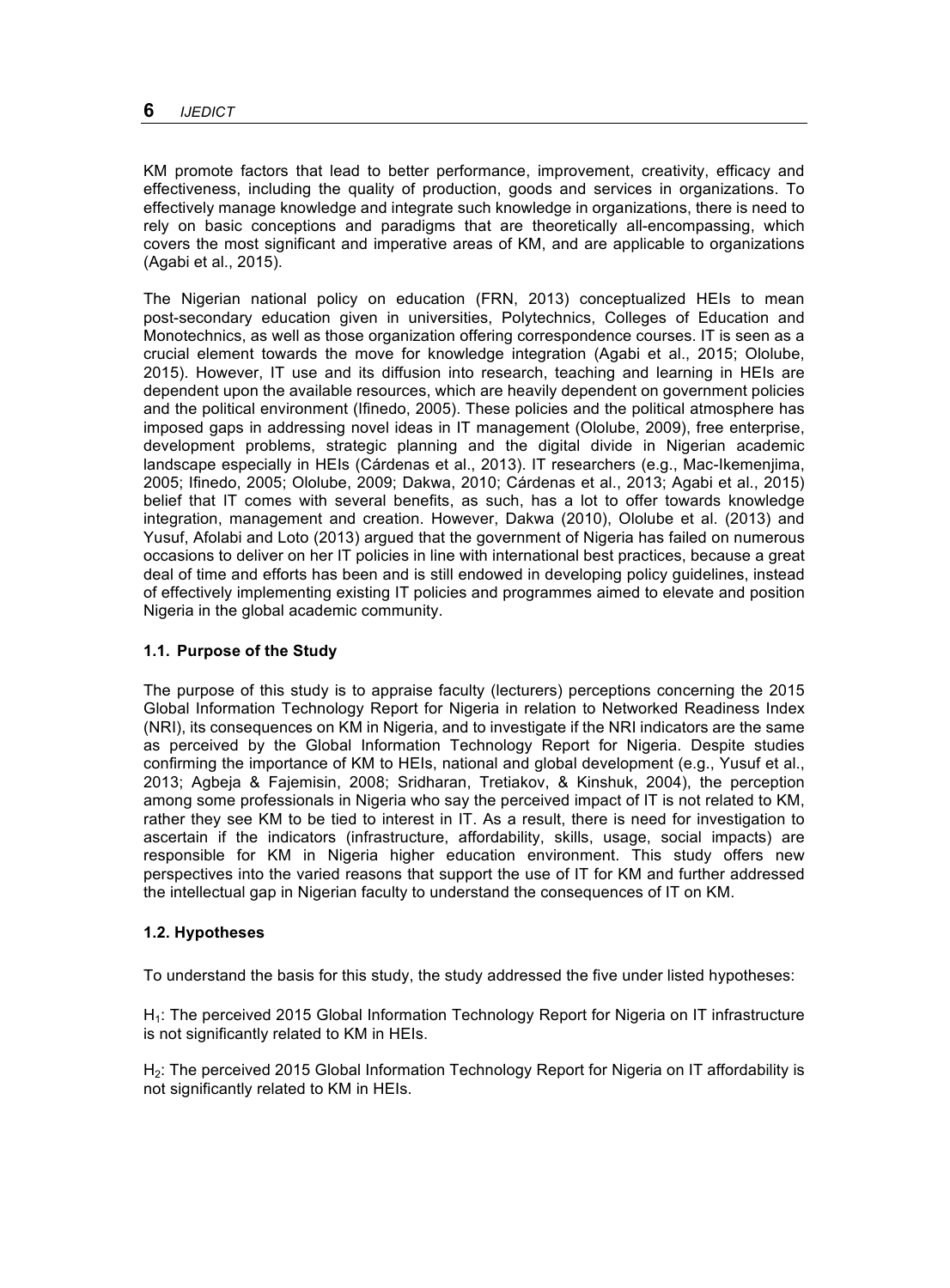KM promote factors that lead to better performance, improvement, creativity, efficacy and effectiveness, including the quality of production, goods and services in organizations. To effectively manage knowledge and integrate such knowledge in organizations, there is need to rely on basic conceptions and paradigms that are theoretically all-encompassing, which covers the most significant and imperative areas of KM, and are applicable to organizations (Agabi et al., 2015).

The Nigerian national policy on education (FRN, 2013) conceptualized HEIs to mean post-secondary education given in universities, Polytechnics, Colleges of Education and Monotechnics, as well as those organization offering correspondence courses. IT is seen as a crucial element towards the move for knowledge integration (Agabi et al., 2015; Ololube, 2015). However, IT use and its diffusion into research, teaching and learning in HEIs are dependent upon the available resources, which are heavily dependent on government policies and the political environment (Ifinedo, 2005). These policies and the political atmosphere has imposed gaps in addressing novel ideas in IT management (Ololube, 2009), free enterprise, development problems, strategic planning and the digital divide in Nigerian academic landscape especially in HEIs (Cárdenas et al., 2013). IT researchers (e.g., Mac-Ikemenjima, 2005; Ifinedo, 2005; Ololube, 2009; Dakwa, 2010; Cárdenas et al., 2013; Agabi et al., 2015) belief that IT comes with several benefits, as such, has a lot to offer towards knowledge integration, management and creation. However, Dakwa (2010), Ololube et al. (2013) and Yusuf, Afolabi and Loto (2013) argued that the government of Nigeria has failed on numerous occasions to deliver on her IT policies in line with international best practices, because a great deal of time and efforts has been and is still endowed in developing policy guidelines, instead of effectively implementing existing IT policies and programmes aimed to elevate and position Nigeria in the global academic community.

### 1.1. Purpose of the Study

The purpose of this study is to appraise faculty (lecturers) perceptions concerning the 2015 Global Information Technology Report for Nigeria in relation to Networked Readiness Index (NRI), its consequences on KM in Nigeria, and to investigate if the NRI indicators are the same as perceived by the Global Information Technology Report for Nigeria. Despite studies confirming the importance of KM to HEIs, national and global development (e.g., Yusuf et al., 2013; Agbeja & Fajemisin, 2008; Sridharan, Tretiakov, & Kinshuk, 2004), the perception among some professionals in Nigeria who say the perceived impact of IT is not related to KM, rather they see KM to be tied to interest in IT. As a result, there is need for investigation to ascertain if the indicators (infrastructure, affordability, skills, usage, social impacts) are responsible for KM in Nigeria higher education environment. This study offers new perspectives into the varied reasons that support the use of IT for KM and further addressed the intellectual gap in Nigerian faculty to understand the consequences of IT on KM.

### 1.2. Hypotheses

To understand the basis for this study, the study addressed the five under listed hypotheses:

$H_1$: The perceived 2015 Global Information Technology Report for Nigeria on IT infrastructure is not significantly related to KM in HEIs.

$H_2$: The perceived 2015 Global Information Technology Report for Nigeria on IT affordability is not significantly related to KM in HEIs.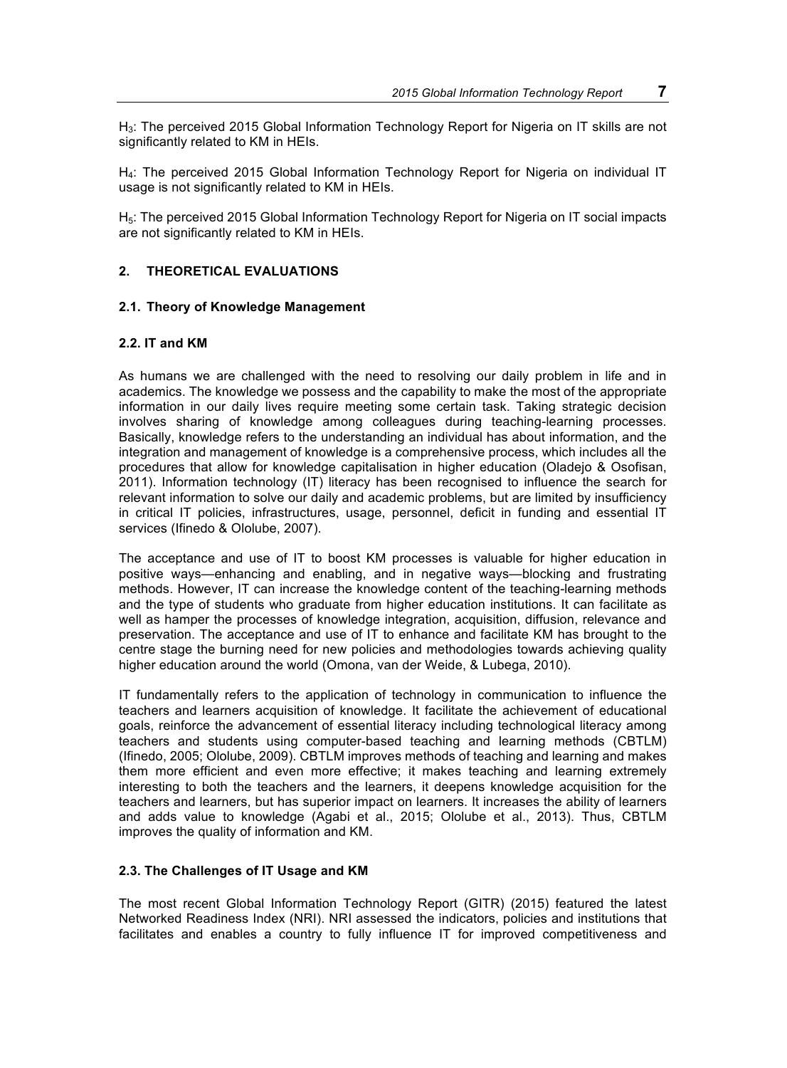$H_3$: The perceived 2015 Global Information Technology Report for Nigeria on IT skills are not significantly related to KM in HEIs.

$H_4$: The perceived 2015 Global Information Technology Report for Nigeria on individual IT usage is not significantly related to KM in HEIs.

$H_5$: The perceived 2015 Global Information Technology Report for Nigeria on IT social impacts are not significantly related to KM in HEIs.

## 2. THEORETICAL EVALUATIONS

### 2.1. Theory of Knowledge Management

### 2.2. IT and KM

As humans we are challenged with the need to resolving our daily problem in life and in academics. The knowledge we possess and the capability to make the most of the appropriate information in our daily lives require meeting some certain task. Taking strategic decision involves sharing of knowledge among colleagues during teaching-learning processes. Basically, knowledge refers to the understanding an individual has about information, and the integration and management of knowledge is a comprehensive process, which includes all the procedures that allow for knowledge capitalisation in higher education (Oladejo & Osofisan, 2011). Information technology (IT) literacy has been recognised to influence the search for relevant information to solve our daily and academic problems, but are limited by insufficiency in critical IT policies, infrastructures, usage, personnel, deficit in funding and essential IT services (Ifinedo & Ololube, 2007).

The acceptance and use of IT to boost KM processes is valuable for higher education in positive ways—enhancing and enabling, and in negative ways—blocking and frustrating methods. However, IT can increase the knowledge content of the teaching-learning methods and the type of students who graduate from higher education institutions. It can facilitate as well as hamper the processes of knowledge integration, acquisition, diffusion, relevance and preservation. The acceptance and use of IT to enhance and facilitate KM has brought to the centre stage the burning need for new policies and methodologies towards achieving quality higher education around the world (Omona, van der Weide, & Lubega, 2010).

IT fundamentally refers to the application of technology in communication to influence the teachers and learners acquisition of knowledge. It facilitate the achievement of educational goals, reinforce the advancement of essential literacy including technological literacy among teachers and students using computer-based teaching and learning methods (CBTLM) (Ifinedo, 2005; Ololube, 2009). CBTLM improves methods of teaching and learning and makes them more efficient and even more effective; it makes teaching and learning extremely interesting to both the teachers and the learners, it deepens knowledge acquisition for the teachers and learners, but has superior impact on learners. It increases the ability of learners and adds value to knowledge (Agabi et al., 2015; Ololube et al., 2013). Thus, CBTLM improves the quality of information and KM.

### 2.3. The Challenges of IT Usage and KM

The most recent Global Information Technology Report (GITR) (2015) featured the latest Networked Readiness Index (NRI). NRI assessed the indicators, policies and institutions that facilitates and enables a country to fully influence IT for improved competitiveness and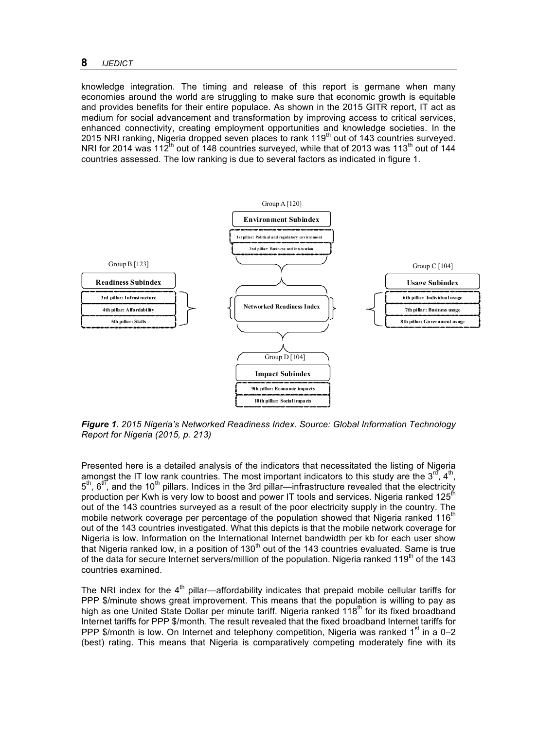knowledge integration. The timing and release of this report is germane when many economies around the world are struggling to make sure that economic growth is equitable and provides benefits for their entire populace. As shown in the 2015 GITR report, IT act as medium for social advancement and transformation by improving access to critical services, enhanced connectivity, creating employment opportunities and knowledge societies. In the 2015 NRI ranking, Nigeria dropped seven places to rank 119th out of 143 countries surveyed. NRI for 2014 was 112th out of 148 countries surveyed, while that of 2013 was 113th out of 144 countries assessed. The low ranking is due to several factors as indicated in figure 1.

Networked Readiness Index

- Group A [120] — Environment Subindex
  - 1st pillar: Political and regulatory environment
  - 2nd pillar: Business and innovation
- Group B [123] — Readiness Subindex
  - 3rd pillar: Infrastructure
  - 4th pillar: Affordability
  - 5th pillar: Skills
- Group C [104] — Usage Subindex
  - 6th pillar: Individual usage
  - 7th pillar: Business usage
  - 8th pillar: Government usage
- Group D [104] — Impact Subindex
  - 9th pillar: Economic impacts
  - 10th pillar: Social impacts

***Figure 1.*** *2015 Nigeria's Networked Readiness Index. Source: Global Information Technology Report for Nigeria (2015, p. 213)*

Presented here is a detailed analysis of the indicators that necessitated the listing of Nigeria amongst the IT low rank countries. The most important indicators to this study are the 3rd, 4th, 5th, 6th, and the 10th pillars. Indices in the 3rd pillar—infrastructure revealed that the electricity production per Kwh is very low to boost and power IT tools and services. Nigeria ranked 125th out of the 143 countries surveyed as a result of the poor electricity supply in the country. The mobile network coverage per percentage of the population showed that Nigeria ranked 116th out of the 143 countries investigated. What this depicts is that the mobile network coverage for Nigeria is low. Information on the International Internet bandwidth per kb for each user show that Nigeria ranked low, in a position of 130th out of the 143 countries evaluated. Same is true of the data for secure Internet servers/million of the population. Nigeria ranked 119th of the 143 countries examined.

The NRI index for the 4th pillar—affordability indicates that prepaid mobile cellular tariffs for PPP $/minute shows great improvement. This means that the population is willing to pay as high as one United State Dollar per minute tariff. Nigeria ranked 118th for its fixed broadband Internet tariffs for PPP $/month. The result revealed that the fixed broadband Internet tariffs for PPP $/month is low. On Internet and telephony competition, Nigeria was ranked 1st in a 0–2 (best) rating. This means that Nigeria is comparatively competing moderately fine with its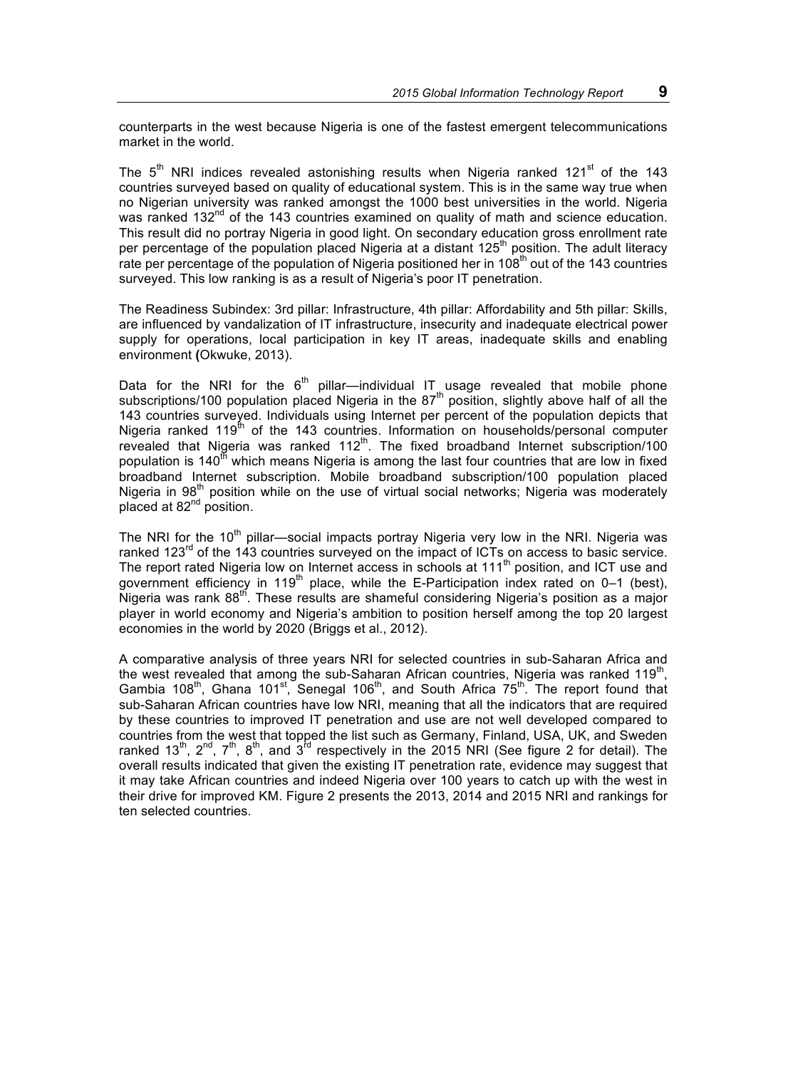counterparts in the west because Nigeria is one of the fastest emergent telecommunications market in the world.

The 5$^{th}$ NRI indices revealed astonishing results when Nigeria ranked 121$^{st}$ of the 143 countries surveyed based on quality of educational system. This is in the same way true when no Nigerian university was ranked amongst the 1000 best universities in the world. Nigeria was ranked 132$^{nd}$ of the 143 countries examined on quality of math and science education. This result did no portray Nigeria in good light. On secondary education gross enrollment rate per percentage of the population placed Nigeria at a distant 125$^{th}$ position. The adult literacy rate per percentage of the population of Nigeria positioned her in 108$^{th}$ out of the 143 countries surveyed. This low ranking is as a result of Nigeria's poor IT penetration.

The Readiness Subindex: 3rd pillar: Infrastructure, 4th pillar: Affordability and 5th pillar: Skills, are influenced by vandalization of IT infrastructure, insecurity and inadequate electrical power supply for operations, local participation in key IT areas, inadequate skills and enabling environment **(**Okwuke, 2013).

Data for the NRI for the 6$^{th}$ pillar—individual IT usage revealed that mobile phone subscriptions/100 population placed Nigeria in the 87$^{th}$ position, slightly above half of all the 143 countries surveyed. Individuals using Internet per percent of the population depicts that Nigeria ranked 119$^{th}$ of the 143 countries. Information on households/personal computer revealed that Nigeria was ranked 112$^{th}$. The fixed broadband Internet subscription/100 population is 140$^{th}$ which means Nigeria is among the last four countries that are low in fixed broadband Internet subscription. Mobile broadband subscription/100 population placed Nigeria in 98$^{th}$ position while on the use of virtual social networks; Nigeria was moderately placed at 82$^{nd}$ position.

The NRI for the 10$^{th}$ pillar—social impacts portray Nigeria very low in the NRI. Nigeria was ranked 123$^{rd}$ of the 143 countries surveyed on the impact of ICTs on access to basic service. The report rated Nigeria low on Internet access in schools at 111$^{th}$ position, and ICT use and government efficiency in 119$^{th}$ place, while the E-Participation index rated on 0–1 (best), Nigeria was rank 88$^{th}$. These results are shameful considering Nigeria's position as a major player in world economy and Nigeria's ambition to position herself among the top 20 largest economies in the world by 2020 (Briggs et al., 2012).

A comparative analysis of three years NRI for selected countries in sub-Saharan Africa and the west revealed that among the sub-Saharan African countries, Nigeria was ranked 119$^{th}$, Gambia 108$^{th}$, Ghana 101$^{st}$, Senegal 106$^{th}$, and South Africa 75$^{th}$. The report found that sub-Saharan African countries have low NRI, meaning that all the indicators that are required by these countries to improved IT penetration and use are not well developed compared to countries from the west that topped the list such as Germany, Finland, USA, UK, and Sweden ranked 13$^{th}$, 2$^{nd}$, 7$^{th}$, 8$^{th}$, and 3$^{rd}$ respectively in the 2015 NRI (See figure 2 for detail). The overall results indicated that given the existing IT penetration rate, evidence may suggest that it may take African countries and indeed Nigeria over 100 years to catch up with the west in their drive for improved KM. Figure 2 presents the 2013, 2014 and 2015 NRI and rankings for ten selected countries.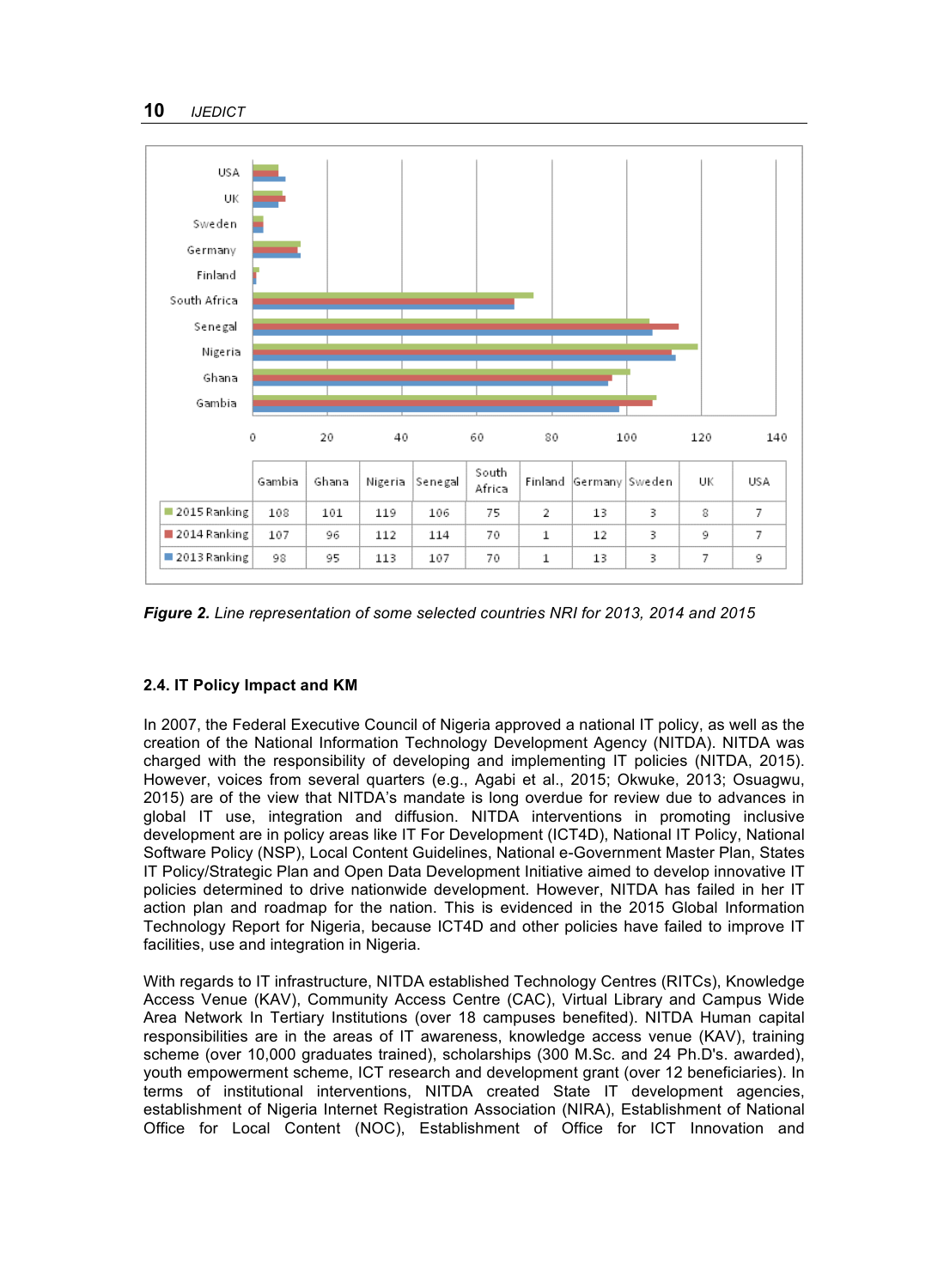| | Gambia | Ghana | Nigeria | Senegal | South Africa | Finland | Germany | Sweden | UK | USA |
|---|---|---|---|---|---|---|---|---|---|---|
| 2015 Ranking | 108 | 101 | 119 | 106 | 75 | 2 | 13 | 3 | 8 | 7 |
| 2014 Ranking | 107 | 96 | 112 | 114 | 70 | 1 | 12 | 3 | 9 | 7 |
| 2013 Ranking | 98 | 95 | 113 | 107 | 70 | 1 | 13 | 3 | 7 | 9 |

***Figure 2.*** *Line representation of some selected countries NRI for 2013, 2014 and 2015*

### 2.4. IT Policy Impact and KM

In 2007, the Federal Executive Council of Nigeria approved a national IT policy, as well as the creation of the National Information Technology Development Agency (NITDA). NITDA was charged with the responsibility of developing and implementing IT policies (NITDA, 2015). However, voices from several quarters (e.g., Agabi et al., 2015; Okwuke, 2013; Osuagwu, 2015) are of the view that NITDA's mandate is long overdue for review due to advances in global IT use, integration and diffusion. NITDA interventions in promoting inclusive development are in policy areas like IT For Development (ICT4D), National IT Policy, National Software Policy (NSP), Local Content Guidelines, National e-Government Master Plan, States IT Policy/Strategic Plan and Open Data Development Initiative aimed to develop innovative IT policies determined to drive nationwide development. However, NITDA has failed in her IT action plan and roadmap for the nation. This is evidenced in the 2015 Global Information Technology Report for Nigeria, because ICT4D and other policies have failed to improve IT facilities, use and integration in Nigeria.

With regards to IT infrastructure, NITDA established Technology Centres (RITCs), Knowledge Access Venue (KAV), Community Access Centre (CAC), Virtual Library and Campus Wide Area Network In Tertiary Institutions (over 18 campuses benefited). NITDA Human capital responsibilities are in the areas of IT awareness, knowledge access venue (KAV), training scheme (over 10,000 graduates trained), scholarships (300 M.Sc. and 24 Ph.D's. awarded), youth empowerment scheme, ICT research and development grant (over 12 beneficiaries). In terms of institutional interventions, NITDA created State IT development agencies, establishment of Nigeria Internet Registration Association (NIRA), Establishment of National Office for Local Content (NOC), Establishment of Office for ICT Innovation and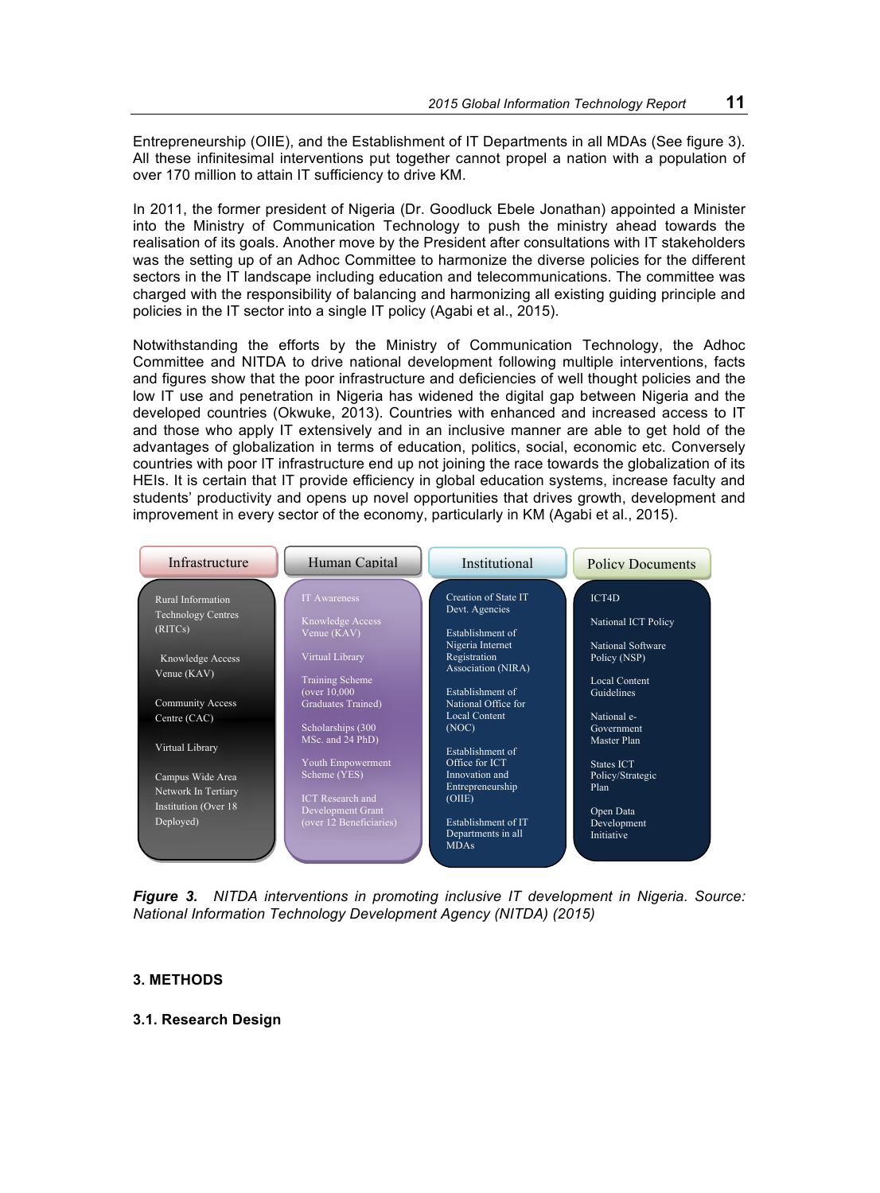Entrepreneurship (OIIE), and the Establishment of IT Departments in all MDAs (See figure 3). All these infinitesimal interventions put together cannot propel a nation with a population of over 170 million to attain IT sufficiency to drive KM.

In 2011, the former president of Nigeria (Dr. Goodluck Ebele Jonathan) appointed a Minister into the Ministry of Communication Technology to push the ministry ahead towards the realisation of its goals. Another move by the President after consultations with IT stakeholders was the setting up of an Adhoc Committee to harmonize the diverse policies for the different sectors in the IT landscape including education and telecommunications. The committee was charged with the responsibility of balancing and harmonizing all existing guiding principle and policies in the IT sector into a single IT policy (Agabi et al., 2015).

Notwithstanding the efforts by the Ministry of Communication Technology, the Adhoc Committee and NITDA to drive national development following multiple interventions, facts and figures show that the poor infrastructure and deficiencies of well thought policies and the low IT use and penetration in Nigeria has widened the digital gap between Nigeria and the developed countries (Okwuke, 2013). Countries with enhanced and increased access to IT and those who apply IT extensively and in an inclusive manner are able to get hold of the advantages of globalization in terms of education, politics, social, economic etc. Conversely countries with poor IT infrastructure end up not joining the race towards the globalization of its HEIs. It is certain that IT provide efficiency in global education systems, increase faculty and students' productivity and opens up novel opportunities that drives growth, development and improvement in every sector of the economy, particularly in KM (Agabi et al., 2015).

| Infrastructure | Human Capital | Institutional | Policy Documents |
|---|---|---|---|
| Rural Information Technology Centres (RITCs) | IT Awareness | Creation of State IT Devt. Agencies | ICT4D |
| Knowledge Access Venue (KAV) | Knowledge Access Venue (KAV) | Establishment of Nigeria Internet Registration Association (NIRA) | National ICT Policy |
| Community Access Centre (CAC) | Virtual Library | Establishment of National Office for Local Content (NOC) | National Software Policy (NSP) |
| Virtual Library | Training Scheme (over 10,000 Graduates Trained) | Establishment of Office for ICT Innovation and Entrepreneurship (OIIE) | Local Content Guidelines |
| Campus Wide Area Network In Tertiary Institution (Over 18 Deployed) | Scholarships (300 MSc. and 24 PhD) | Establishment of IT Departments in all MDAs | National e-Government Master Plan |
| | Youth Empowerment Scheme (YES) | | States ICT Policy/Strategic Plan |
| | ICT Research and Development Grant (over 12 Beneficiaries) | | Open Data Development Initiative |

***Figure 3.*** *NITDA interventions in promoting inclusive IT development in Nigeria. Source: National Information Technology Development Agency (NITDA) (2015)*

## 3. METHODS

### 3.1. Research Design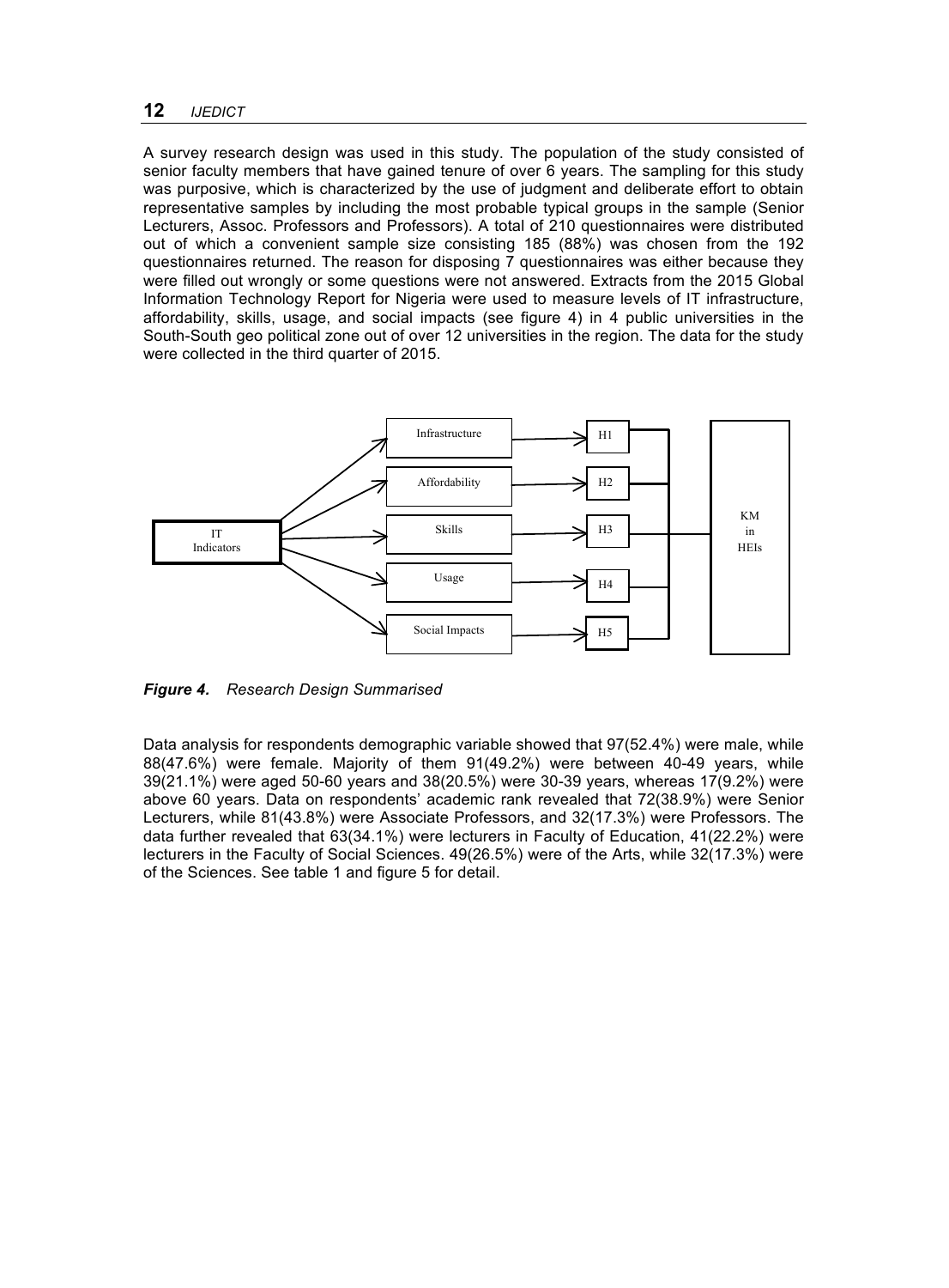A survey research design was used in this study. The population of the study consisted of senior faculty members that have gained tenure of over 6 years. The sampling for this study was purposive, which is characterized by the use of judgment and deliberate effort to obtain representative samples by including the most probable typical groups in the sample (Senior Lecturers, Assoc. Professors and Professors). A total of 210 questionnaires were distributed out of which a convenient sample size consisting 185 (88%) was chosen from the 192 questionnaires returned. The reason for disposing 7 questionnaires was either because they were filled out wrongly or some questions were not answered. Extracts from the 2015 Global Information Technology Report for Nigeria were used to measure levels of IT infrastructure, affordability, skills, usage, and social impacts (see figure 4) in 4 public universities in the South-South geo political zone out of over 12 universities in the region. The data for the study were collected in the third quarter of 2015.

***Figure 4.*** *Research Design Summarised*

Data analysis for respondents demographic variable showed that 97(52.4%) were male, while 88(47.6%) were female. Majority of them 91(49.2%) were between 40-49 years, while 39(21.1%) were aged 50-60 years and 38(20.5%) were 30-39 years, whereas 17(9.2%) were above 60 years. Data on respondents' academic rank revealed that 72(38.9%) were Senior Lecturers, while 81(43.8%) were Associate Professors, and 32(17.3%) were Professors. The data further revealed that 63(34.1%) were lecturers in Faculty of Education, 41(22.2%) were lecturers in the Faculty of Social Sciences. 49(26.5%) were of the Arts, while 32(17.3%) were of the Sciences. See table 1 and figure 5 for detail.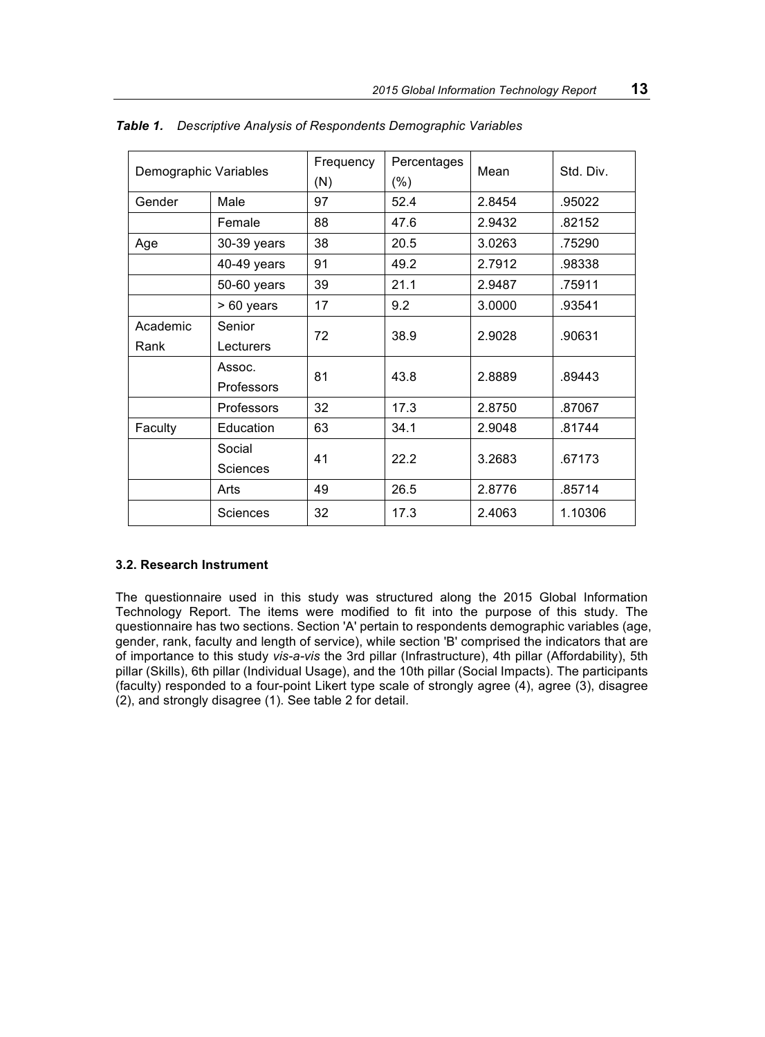***Table 1.*** *Descriptive Analysis of Respondents Demographic Variables*

| Demographic Variables | | Frequency (N) | Percentages (%) | Mean | Std. Div. |
|---|---|---|---|---|---|
| Gender | Male | 97 | 52.4 | 2.8454 | .95022 |
| | Female | 88 | 47.6 | 2.9432 | .82152 |
| Age | 30-39 years | 38 | 20.5 | 3.0263 | .75290 |
| | 40-49 years | 91 | 49.2 | 2.7912 | .98338 |
| | 50-60 years | 39 | 21.1 | 2.9487 | .75911 |
| | > 60 years | 17 | 9.2 | 3.0000 | .93541 |
| Academic Rank | Senior Lecturers | 72 | 38.9 | 2.9028 | .90631 |
| | Assoc. Professors | 81 | 43.8 | 2.8889 | .89443 |
| | Professors | 32 | 17.3 | 2.8750 | .87067 |
| Faculty | Education | 63 | 34.1 | 2.9048 | .81744 |
| | Social Sciences | 41 | 22.2 | 3.2683 | .67173 |
| | Arts | 49 | 26.5 | 2.8776 | .85714 |
| | Sciences | 32 | 17.3 | 2.4063 | 1.10306 |

### 3.2. Research Instrument

The questionnaire used in this study was structured along the 2015 Global Information Technology Report. The items were modified to fit into the purpose of this study. The questionnaire has two sections. Section 'A' pertain to respondents demographic variables (age, gender, rank, faculty and length of service), while section 'B' comprised the indicators that are of importance to this study *vis-a-vis* the 3rd pillar (Infrastructure), 4th pillar (Affordability), 5th pillar (Skills), 6th pillar (Individual Usage), and the 10th pillar (Social Impacts). The participants (faculty) responded to a four-point Likert type scale of strongly agree (4), agree (3), disagree (2), and strongly disagree (1). See table 2 for detail.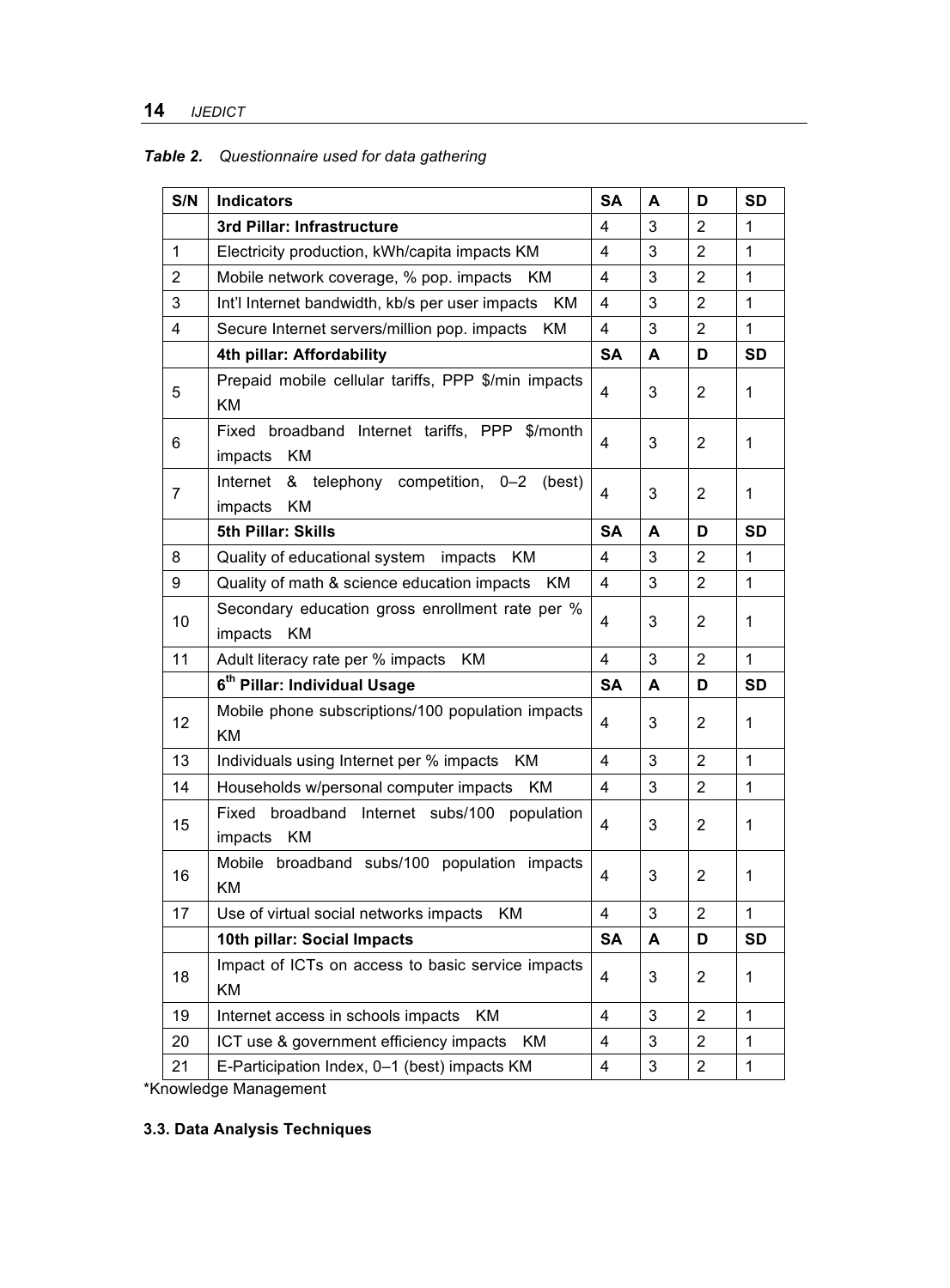***Table 2.** Questionnaire used for data gathering*

| S/N | Indicators | SA | A | D | SD |
|---|---|---|---|---|---|
| | **3rd Pillar: Infrastructure** | 4 | 3 | 2 | 1 |
| 1 | Electricity production, kWh/capita impacts KM | 4 | 3 | 2 | 1 |
| 2 | Mobile network coverage, % pop. impacts KM | 4 | 3 | 2 | 1 |
| 3 | Int'l Internet bandwidth, kb/s per user impacts KM | 4 | 3 | 2 | 1 |
| 4 | Secure Internet servers/million pop. impacts KM | 4 | 3 | 2 | 1 |
| | **4th pillar: Affordability** | **SA** | **A** | **D** | **SD** |
| 5 | Prepaid mobile cellular tariffs, PPP $/min impacts KM | 4 | 3 | 2 | 1 |
| 6 | Fixed broadband Internet tariffs, PPP $/month impacts KM | 4 | 3 | 2 | 1 |
| 7 | Internet & telephony competition, 0–2 (best) impacts KM | 4 | 3 | 2 | 1 |
| | **5th Pillar: Skills** | **SA** | **A** | **D** | **SD** |
| 8 | Quality of educational system impacts KM | 4 | 3 | 2 | 1 |
| 9 | Quality of math & science education impacts KM | 4 | 3 | 2 | 1 |
| 10 | Secondary education gross enrollment rate per % impacts KM | 4 | 3 | 2 | 1 |
| 11 | Adult literacy rate per % impacts KM | 4 | 3 | 2 | 1 |
| | **6th Pillar: Individual Usage** | **SA** | **A** | **D** | **SD** |
| 12 | Mobile phone subscriptions/100 population impacts KM | 4 | 3 | 2 | 1 |
| 13 | Individuals using Internet per % impacts KM | 4 | 3 | 2 | 1 |
| 14 | Households w/personal computer impacts KM | 4 | 3 | 2 | 1 |
| 15 | Fixed broadband Internet subs/100 population impacts KM | 4 | 3 | 2 | 1 |
| 16 | Mobile broadband subs/100 population impacts KM | 4 | 3 | 2 | 1 |
| 17 | Use of virtual social networks impacts KM | 4 | 3 | 2 | 1 |
| | **10th pillar: Social Impacts** | **SA** | **A** | **D** | **SD** |
| 18 | Impact of ICTs on access to basic service impacts KM | 4 | 3 | 2 | 1 |
| 19 | Internet access in schools impacts KM | 4 | 3 | 2 | 1 |
| 20 | ICT use & government efficiency impacts KM | 4 | 3 | 2 | 1 |
| 21 | E-Participation Index, 0–1 (best) impacts KM | 4 | 3 | 2 | 1 |

*Knowledge Management

### 3.3. Data Analysis Techniques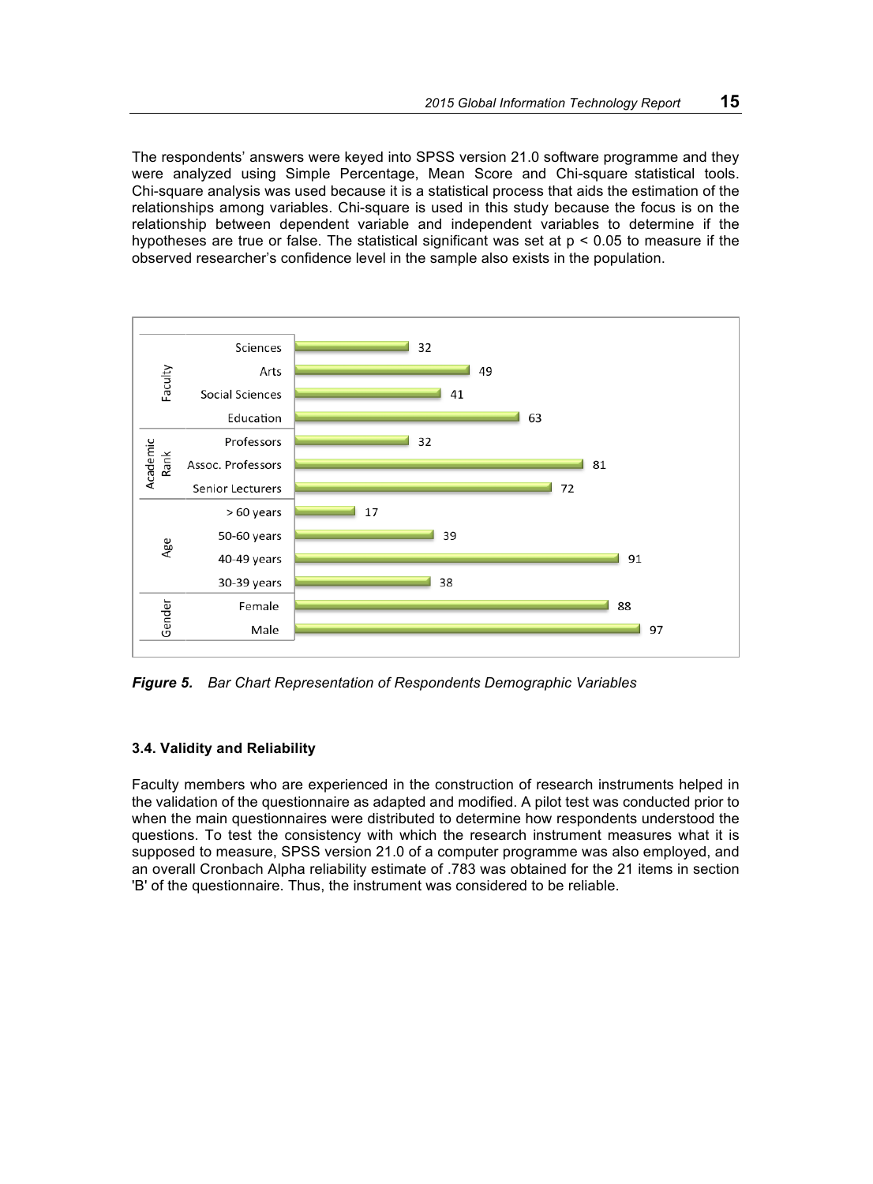The respondents' answers were keyed into SPSS version 21.0 software programme and they were analyzed using Simple Percentage, Mean Score and Chi-square statistical tools. Chi-square analysis was used because it is a statistical process that aids the estimation of the relationships among variables. Chi-square is used in this study because the focus is on the relationship between dependent variable and independent variables to determine if the hypotheses are true or false. The statistical significant was set at $p < 0.05$ to measure if the observed researcher's confidence level in the sample also exists in the population.

| Category | Variable | Count |
|---|---|---|
| Faculty | Sciences | 32 |
| | Arts | 49 |
| | Social Sciences | 41 |
| | Education | 63 |
| Academic Rank | Professors | 32 |
| | Assoc. Professors | 81 |
| | Senior Lecturers | 72 |
| Age | > 60 years | 17 |
| | 50-60 years | 39 |
| | 40-49 years | 91 |
| | 30-39 years | 38 |
| Gender | Female | 88 |
| | Male | 97 |

***Figure 5.*** *Bar Chart Representation of Respondents Demographic Variables*

### 3.4. Validity and Reliability

Faculty members who are experienced in the construction of research instruments helped in the validation of the questionnaire as adapted and modified. A pilot test was conducted prior to when the main questionnaires were distributed to determine how respondents understood the questions. To test the consistency with which the research instrument measures what it is supposed to measure, SPSS version 21.0 of a computer programme was also employed, and an overall Cronbach Alpha reliability estimate of .783 was obtained for the 21 items in section 'B' of the questionnaire. Thus, the instrument was considered to be reliable.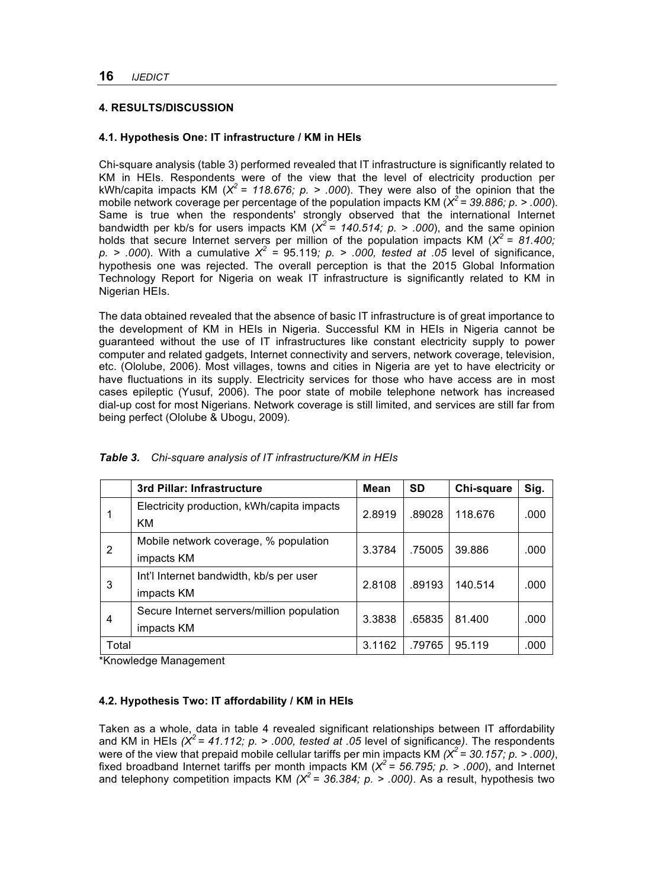## 4. RESULTS/DISCUSSION

### 4.1. Hypothesis One: IT infrastructure / KM in HEIs

Chi-square analysis (table 3) performed revealed that IT infrastructure is significantly related to KM in HEIs. Respondents were of the view that the level of electricity production per kWh/capita impacts KM (*$X^2 = 118.676$; p. > .000*). They were also of the opinion that the mobile network coverage per percentage of the population impacts KM (*$X^2 = 39.886$; p. > .000*). Same is true when the respondents' strongly observed that the international Internet bandwidth per kb/s for users impacts KM (*$X^2 = 140.514$; p. > .000*), and the same opinion holds that secure Internet servers per million of the population impacts KM (*$X^2 = 81.400$; p. > .000*). With a cumulative $X^2$ = 95.119*; p. > .000, tested at .05* level of significance, hypothesis one was rejected. The overall perception is that the 2015 Global Information Technology Report for Nigeria on weak IT infrastructure is significantly related to KM in Nigerian HEIs.

The data obtained revealed that the absence of basic IT infrastructure is of great importance to the development of KM in HEIs in Nigeria. Successful KM in HEIs in Nigeria cannot be guaranteed without the use of IT infrastructures like constant electricity supply to power computer and related gadgets, Internet connectivity and servers, network coverage, television, etc. (Ololube, 2006). Most villages, towns and cities in Nigeria are yet to have electricity or have fluctuations in its supply. Electricity services for those who have access are in most cases epileptic (Yusuf, 2006). The poor state of mobile telephone network has increased dial-up cost for most Nigerians. Network coverage is still limited, and services are still far from being perfect (Ololube & Ubogu, 2009).

***Table 3.*** *Chi-square analysis of IT infrastructure/KM in HEIs*

| | 3rd Pillar: Infrastructure | Mean | SD | Chi-square | Sig. |
|---|---|---|---|---|---|
| 1 | Electricity production, kWh/capita impacts KM | 2.8919 | .89028 | 118.676 | .000 |
| 2 | Mobile network coverage, % population impacts KM | 3.3784 | .75005 | 39.886 | .000 |
| 3 | Int'l Internet bandwidth, kb/s per user impacts KM | 2.8108 | .89193 | 140.514 | .000 |
| 4 | Secure Internet servers/million population impacts KM | 3.3838 | .65835 | 81.400 | .000 |
| Total | | 3.1162 | .79765 | 95.119 | .000 |

*Knowledge Management

### 4.2. Hypothesis Two: IT affordability / KM in HEIs

Taken as a whole, data in table 4 revealed significant relationships between IT affordability and KM in HEIs *($X^2 = 41.112$; p. > .000, tested at .05* level of significance*)*. The respondents were of the view that prepaid mobile cellular tariffs per min impacts KM *($X^2 = 30.157$; p. > .000)*, fixed broadband Internet tariffs per month impacts KM (*$X^2 = 56.795$; p. > .000*), and Internet and telephony competition impacts KM *($X^2 = 36.384$; p. > .000)*. As a result, hypothesis two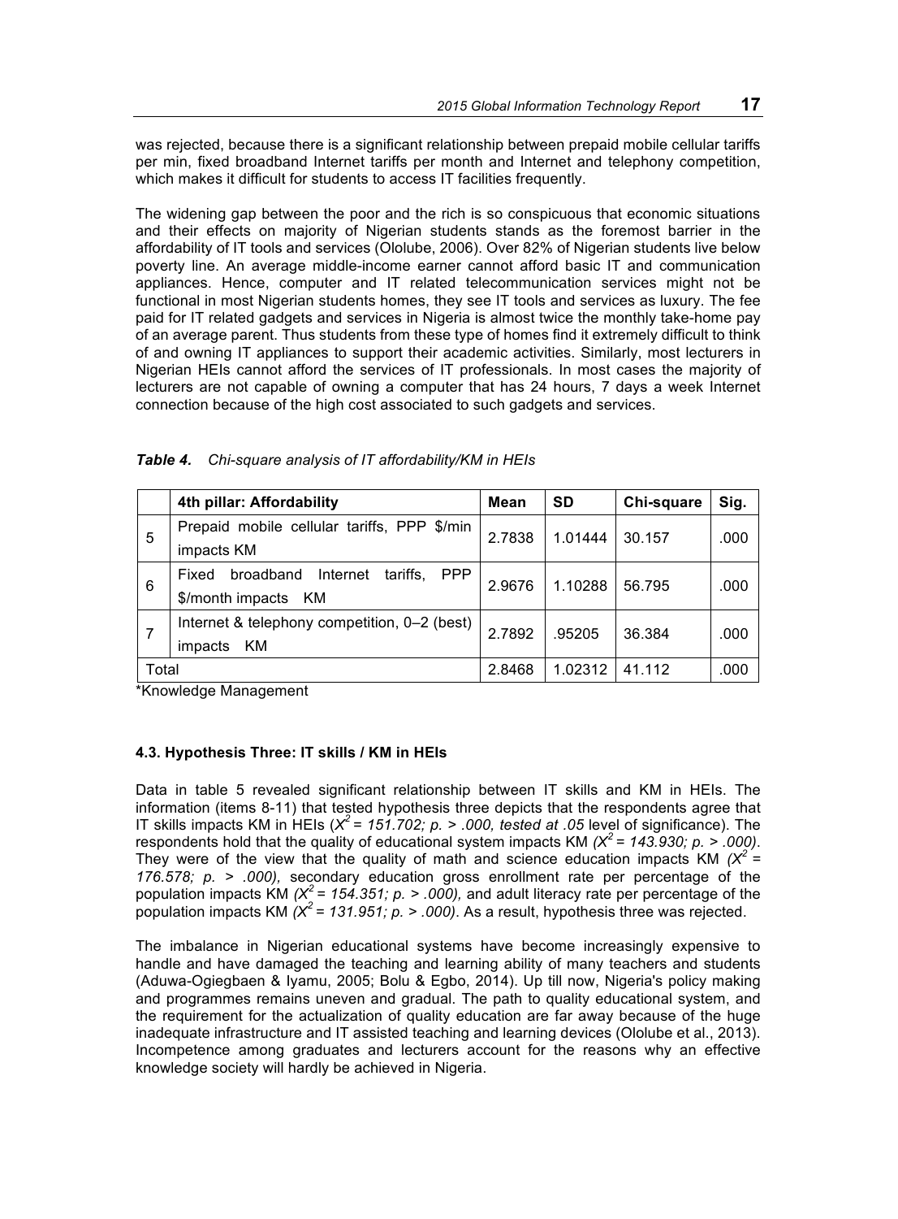was rejected, because there is a significant relationship between prepaid mobile cellular tariffs per min, fixed broadband Internet tariffs per month and Internet and telephony competition, which makes it difficult for students to access IT facilities frequently.

The widening gap between the poor and the rich is so conspicuous that economic situations and their effects on majority of Nigerian students stands as the foremost barrier in the affordability of IT tools and services (Ololube, 2006). Over 82% of Nigerian students live below poverty line. An average middle-income earner cannot afford basic IT and communication appliances. Hence, computer and IT related telecommunication services might not be functional in most Nigerian students homes, they see IT tools and services as luxury. The fee paid for IT related gadgets and services in Nigeria is almost twice the monthly take-home pay of an average parent. Thus students from these type of homes find it extremely difficult to think of and owning IT appliances to support their academic activities. Similarly, most lecturers in Nigerian HEIs cannot afford the services of IT professionals. In most cases the majority of lecturers are not capable of owning a computer that has 24 hours, 7 days a week Internet connection because of the high cost associated to such gadgets and services.

***Table 4.*** *Chi-square analysis of IT affordability/KM in HEIs*

| | 4th pillar: Affordability | Mean | SD | Chi-square | Sig. |
|---|---|---|---|---|---|
| 5 | Prepaid mobile cellular tariffs, PPP $/min impacts KM | 2.7838 | 1.01444 | 30.157 | .000 |
| 6 | Fixed broadband Internet tariffs, PPP $/month impacts KM | 2.9676 | 1.10288 | 56.795 | .000 |
| 7 | Internet & telephony competition, 0–2 (best) impacts KM | 2.7892 | .95205 | 36.384 | .000 |
| Total | | 2.8468 | 1.02312 | 41.112 | .000 |

*Knowledge Management

#### 4.3. Hypothesis Three: IT skills / KM in HEIs

Data in table 5 revealed significant relationship between IT skills and KM in HEIs. The information (items 8-11) that tested hypothesis three depicts that the respondents agree that IT skills impacts KM in HEIs (*$X^2$ = 151.702; p. > .000, tested at .05* level of significance). The respondents hold that the quality of educational system impacts KM *($X^2$ = 143.930; p. > .000)*. They were of the view that the quality of math and science education impacts KM *($X^2$ = 176.578; p. > .000),* secondary education gross enrollment rate per percentage of the population impacts KM *($X^2$ = 154.351; p. > .000),* and adult literacy rate per percentage of the population impacts KM *($X^2$ = 131.951; p. > .000)*. As a result, hypothesis three was rejected.

The imbalance in Nigerian educational systems have become increasingly expensive to handle and have damaged the teaching and learning ability of many teachers and students (Aduwa-Ogiegbaen & Iyamu, 2005; Bolu & Egbo, 2014). Up till now, Nigeria's policy making and programmes remains uneven and gradual. The path to quality educational system, and the requirement for the actualization of quality education are far away because of the huge inadequate infrastructure and IT assisted teaching and learning devices (Ololube et al., 2013). Incompetence among graduates and lecturers account for the reasons why an effective knowledge society will hardly be achieved in Nigeria.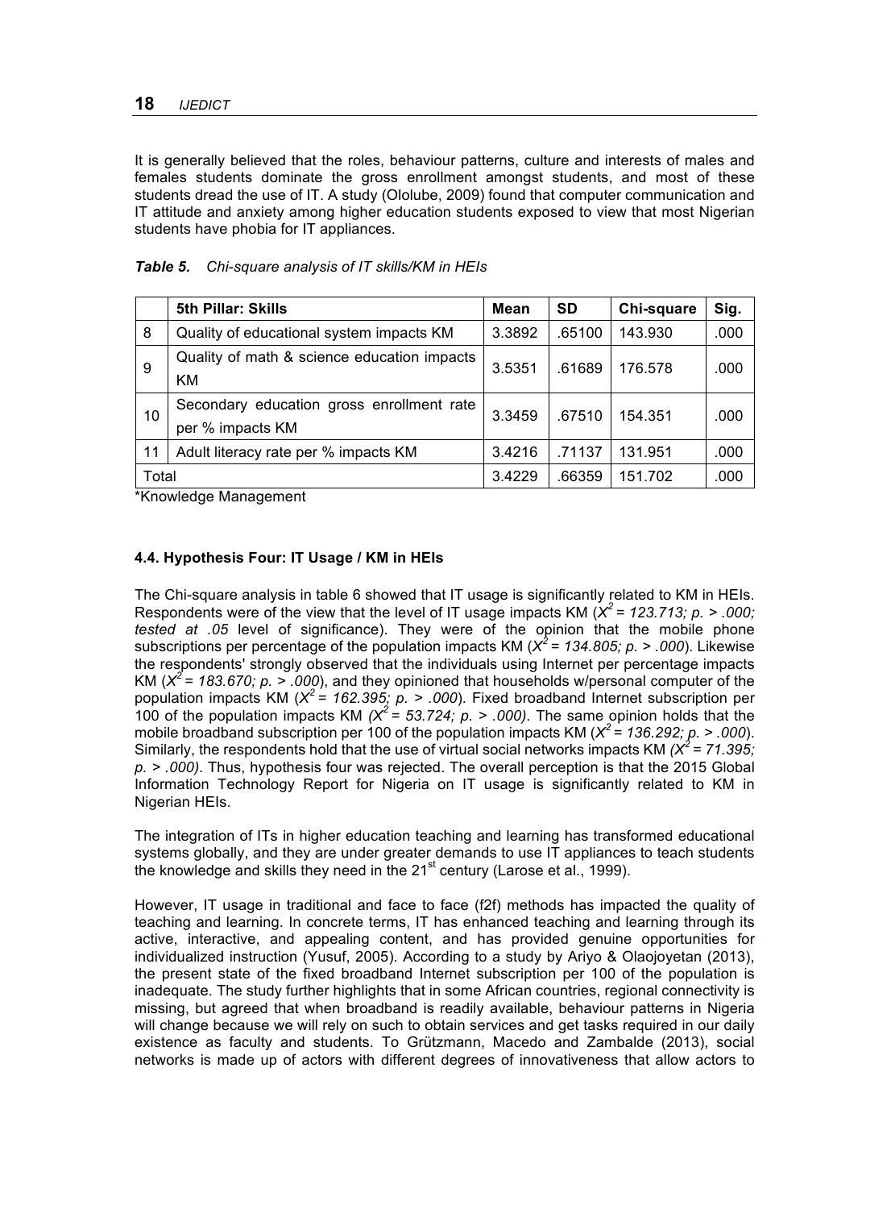It is generally believed that the roles, behaviour patterns, culture and interests of males and females students dominate the gross enrollment amongst students, and most of these students dread the use of IT. A study (Ololube, 2009) found that computer communication and IT attitude and anxiety among higher education students exposed to view that most Nigerian students have phobia for IT appliances.

***Table 5.*** *Chi-square analysis of IT skills/KM in HEIs*

| | **5th Pillar: Skills** | **Mean** | **SD** | **Chi-square** | **Sig.** |
|---|---|---|---|---|---|
| 8 | Quality of educational system impacts KM | 3.3892 | .65100 | 143.930 | .000 |
| 9 | Quality of math & science education impacts KM | 3.5351 | .61689 | 176.578 | .000 |
| 10 | Secondary education gross enrollment rate per % impacts KM | 3.3459 | .67510 | 154.351 | .000 |
| 11 | Adult literacy rate per % impacts KM | 3.4216 | .71137 | 131.951 | .000 |
| Total | | 3.4229 | .66359 | 151.702 | .000 |

*Knowledge Management

### 4.4. Hypothesis Four: IT Usage / KM in HEIs

The Chi-square analysis in table 6 showed that IT usage is significantly related to KM in HEIs. Respondents were of the view that the level of IT usage impacts KM (*$X^2$ = 123.713; p. > .000; tested at .05* level of significance). They were of the opinion that the mobile phone subscriptions per percentage of the population impacts KM (*$X^2$ = 134.805; p. > .000*). Likewise the respondents' strongly observed that the individuals using Internet per percentage impacts KM (*$X^2$ = 183.670; p. > .000*), and they opinioned that households w/personal computer of the population impacts KM (*$X^2$ = 162.395; p. > .000*). Fixed broadband Internet subscription per 100 of the population impacts KM *($X^2$ = 53.724; p. > .000)*. The same opinion holds that the mobile broadband subscription per 100 of the population impacts KM (*$X^2$ = 136.292; p. > .000*). Similarly, the respondents hold that the use of virtual social networks impacts KM *($X^2$ = 71.395; p. > .000)*. Thus, hypothesis four was rejected. The overall perception is that the 2015 Global Information Technology Report for Nigeria on IT usage is significantly related to KM in Nigerian HEIs.

The integration of ITs in higher education teaching and learning has transformed educational systems globally, and they are under greater demands to use IT appliances to teach students the knowledge and skills they need in the 21st century (Larose et al., 1999).

However, IT usage in traditional and face to face (f2f) methods has impacted the quality of teaching and learning. In concrete terms, IT has enhanced teaching and learning through its active, interactive, and appealing content, and has provided genuine opportunities for individualized instruction (Yusuf, 2005). According to a study by Ariyo & Olaojoyetan (2013), the present state of the fixed broadband Internet subscription per 100 of the population is inadequate. The study further highlights that in some African countries, regional connectivity is missing, but agreed that when broadband is readily available, behaviour patterns in Nigeria will change because we will rely on such to obtain services and get tasks required in our daily existence as faculty and students. To Grützmann, Macedo and Zambalde (2013), social networks is made up of actors with different degrees of innovativeness that allow actors to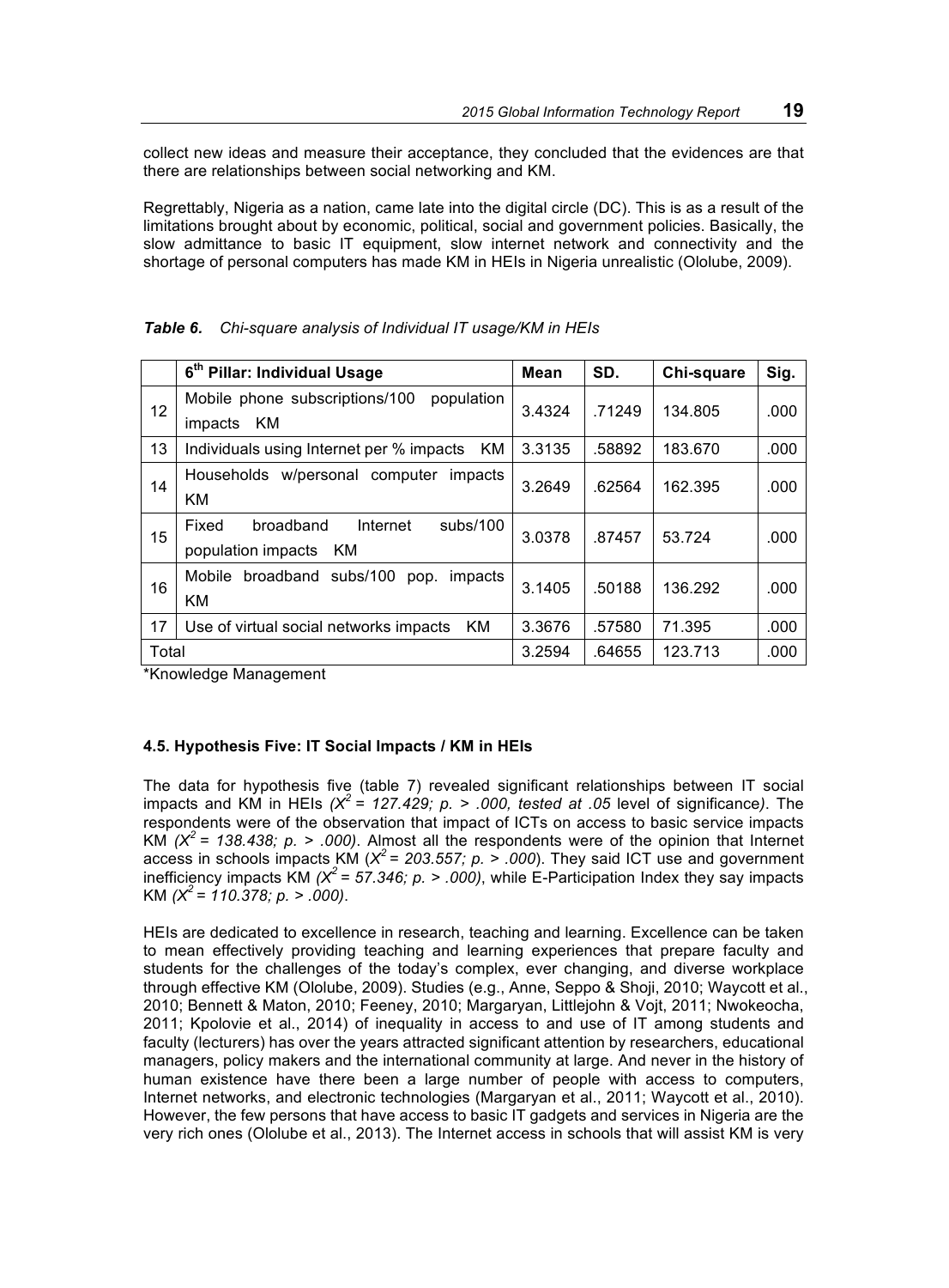collect new ideas and measure their acceptance, they concluded that the evidences are that there are relationships between social networking and KM.

Regrettably, Nigeria as a nation, came late into the digital circle (DC). This is as a result of the limitations brought about by economic, political, social and government policies. Basically, the slow admittance to basic IT equipment, slow internet network and connectivity and the shortage of personal computers has made KM in HEIs in Nigeria unrealistic (Ololube, 2009).

***Table 6.*** *Chi-square analysis of Individual IT usage/KM in HEIs*

| | 6th Pillar: Individual Usage | Mean | SD. | Chi-square | Sig. |
|---|---|---|---|---|---|
| 12 | Mobile phone subscriptions/100 population impacts KM | 3.4324 | .71249 | 134.805 | .000 |
| 13 | Individuals using Internet per % impacts KM | 3.3135 | .58892 | 183.670 | .000 |
| 14 | Households w/personal computer impacts KM | 3.2649 | .62564 | 162.395 | .000 |
| 15 | Fixed broadband Internet subs/100 population impacts KM | 3.0378 | .87457 | 53.724 | .000 |
| 16 | Mobile broadband subs/100 pop. impacts KM | 3.1405 | .50188 | 136.292 | .000 |
| 17 | Use of virtual social networks impacts KM | 3.3676 | .57580 | 71.395 | .000 |
| Total | | 3.2594 | .64655 | 123.713 | .000 |

*Knowledge Management

#### 4.5. Hypothesis Five: IT Social Impacts / KM in HEIs

The data for hypothesis five (table 7) revealed significant relationships between IT social impacts and KM in HEIs *($X^2$ = 127.429; p. > .000, tested at .05* level of significance*)*. The respondents were of the observation that impact of ICTs on access to basic service impacts KM *($X^2$ = 138.438; p. > .000)*. Almost all the respondents were of the opinion that Internet access in schools impacts KM ($X^2$ = *203.557; p. > .000*). They said ICT use and government inefficiency impacts KM *($X^2$ = 57.346; p. > .000)*, while E-Participation Index they say impacts KM *($X^2$ = 110.378; p. > .000)*.

HEIs are dedicated to excellence in research, teaching and learning. Excellence can be taken to mean effectively providing teaching and learning experiences that prepare faculty and students for the challenges of the today's complex, ever changing, and diverse workplace through effective KM (Ololube, 2009). Studies (e.g., Anne, Seppo & Shoji, 2010; Waycott et al., 2010; Bennett & Maton, 2010; Feeney, 2010; Margaryan, Littlejohn & Vojt, 2011; Nwokeocha, 2011; Kpolovie et al., 2014) of inequality in access to and use of IT among students and faculty (lecturers) has over the years attracted significant attention by researchers, educational managers, policy makers and the international community at large. And never in the history of human existence have there been a large number of people with access to computers, Internet networks, and electronic technologies (Margaryan et al., 2011; Waycott et al., 2010). However, the few persons that have access to basic IT gadgets and services in Nigeria are the very rich ones (Ololube et al., 2013). The Internet access in schools that will assist KM is very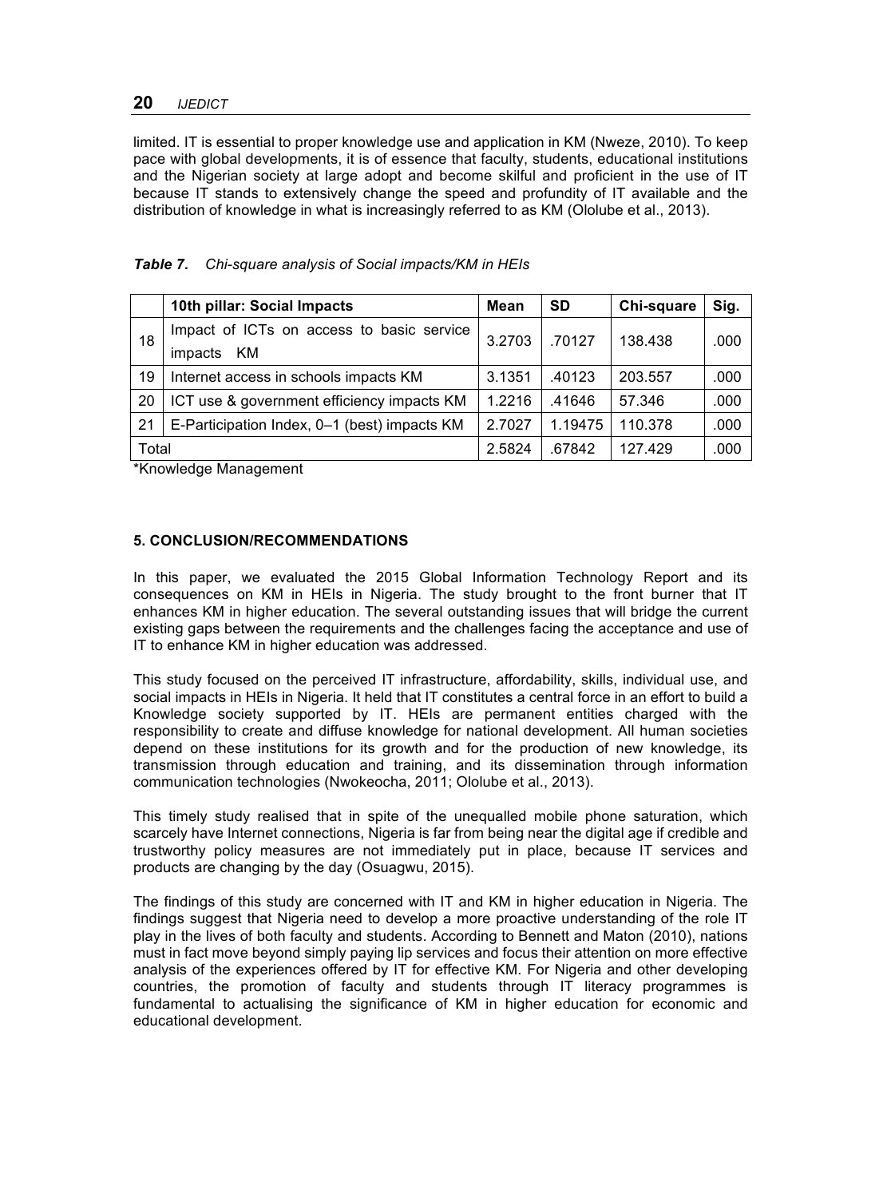limited. IT is essential to proper knowledge use and application in KM (Nweze, 2010). To keep pace with global developments, it is of essence that faculty, students, educational institutions and the Nigerian society at large adopt and become skilful and proficient in the use of IT because IT stands to extensively change the speed and profundity of IT available and the distribution of knowledge in what is increasingly referred to as KM (Ololube et al., 2013).

***Table 7.*** *Chi-square analysis of Social impacts/KM in HEIs*

| | 10th pillar: Social Impacts | Mean | SD | Chi-square | Sig. |
|---|---|---|---|---|---|
| 18 | Impact of ICTs on access to basic service impacts KM | 3.2703 | .70127 | 138.438 | .000 |
| 19 | Internet access in schools impacts KM | 3.1351 | .40123 | 203.557 | .000 |
| 20 | ICT use & government efficiency impacts KM | 1.2216 | .41646 | 57.346 | .000 |
| 21 | E-Participation Index, 0–1 (best) impacts KM | 2.7027 | 1.19475 | 110.378 | .000 |
| Total | | 2.5824 | .67842 | 127.429 | .000 |

*Knowledge Management

## 5. CONCLUSION/RECOMMENDATIONS

In this paper, we evaluated the 2015 Global Information Technology Report and its consequences on KM in HEIs in Nigeria. The study brought to the front burner that IT enhances KM in higher education. The several outstanding issues that will bridge the current existing gaps between the requirements and the challenges facing the acceptance and use of IT to enhance KM in higher education was addressed.

This study focused on the perceived IT infrastructure, affordability, skills, individual use, and social impacts in HEIs in Nigeria. It held that IT constitutes a central force in an effort to build a Knowledge society supported by IT. HEIs are permanent entities charged with the responsibility to create and diffuse knowledge for national development. All human societies depend on these institutions for its growth and for the production of new knowledge, its transmission through education and training, and its dissemination through information communication technologies (Nwokeocha, 2011; Ololube et al., 2013).

This timely study realised that in spite of the unequalled mobile phone saturation, which scarcely have Internet connections, Nigeria is far from being near the digital age if credible and trustworthy policy measures are not immediately put in place, because IT services and products are changing by the day (Osuagwu, 2015).

The findings of this study are concerned with IT and KM in higher education in Nigeria. The findings suggest that Nigeria need to develop a more proactive understanding of the role IT play in the lives of both faculty and students. According to Bennett and Maton (2010), nations must in fact move beyond simply paying lip services and focus their attention on more effective analysis of the experiences offered by IT for effective KM. For Nigeria and other developing countries, the promotion of faculty and students through IT literacy programmes is fundamental to actualising the significance of KM in higher education for economic and educational development.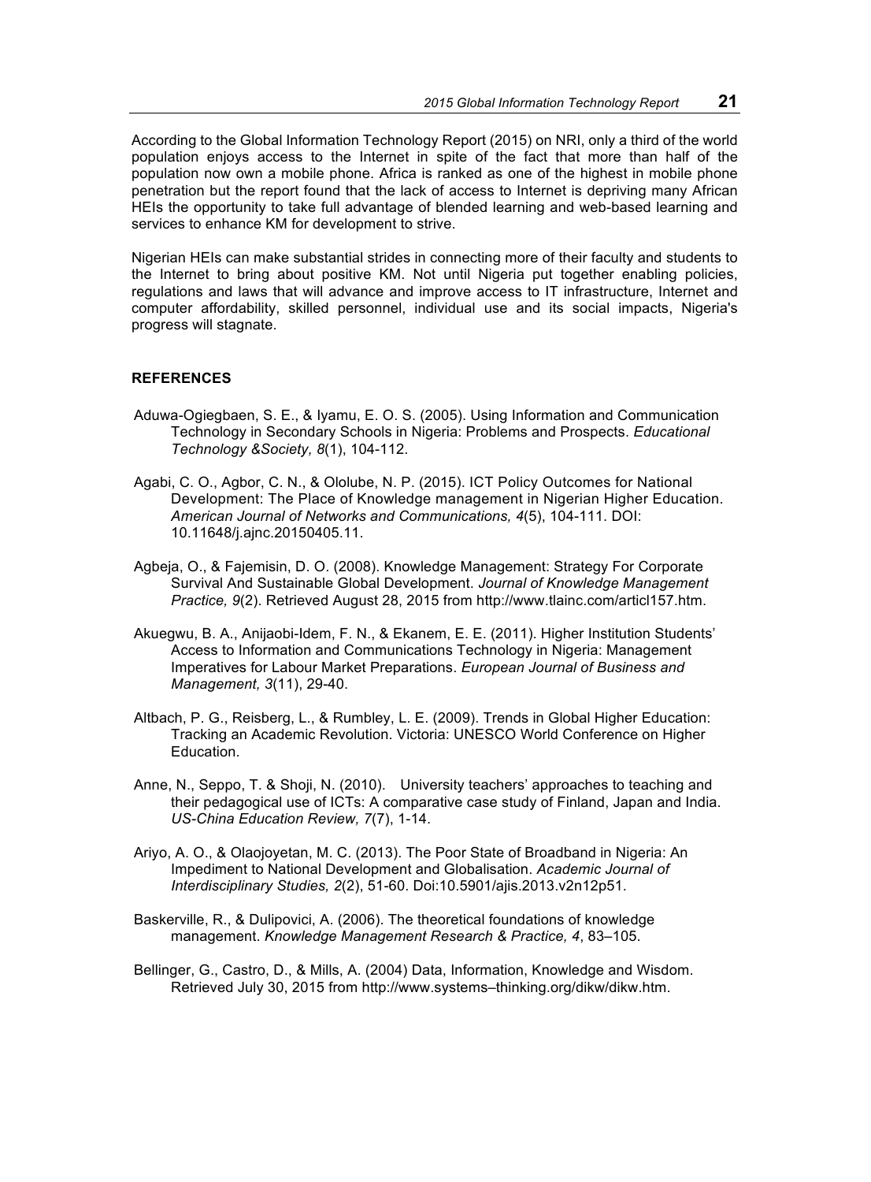According to the Global Information Technology Report (2015) on NRI, only a third of the world population enjoys access to the Internet in spite of the fact that more than half of the population now own a mobile phone. Africa is ranked as one of the highest in mobile phone penetration but the report found that the lack of access to Internet is depriving many African HEIs the opportunity to take full advantage of blended learning and web-based learning and services to enhance KM for development to strive.

Nigerian HEIs can make substantial strides in connecting more of their faculty and students to the Internet to bring about positive KM. Not until Nigeria put together enabling policies, regulations and laws that will advance and improve access to IT infrastructure, Internet and computer affordability, skilled personnel, individual use and its social impacts, Nigeria's progress will stagnate.

**REFERENCES**

Aduwa-Ogiegbaen, S. E., & Iyamu, E. O. S. (2005). Using Information and Communication Technology in Secondary Schools in Nigeria: Problems and Prospects. *Educational Technology &Society, 8*(1), 104-112.

Agabi, C. O., Agbor, C. N., & Ololube, N. P. (2015). ICT Policy Outcomes for National Development: The Place of Knowledge management in Nigerian Higher Education. *American Journal of Networks and Communications, 4*(5), 104-111. DOI: 10.11648/j.ajnc.20150405.11.

Agbeja, O., & Fajemisin, D. O. (2008). Knowledge Management: Strategy For Corporate Survival And Sustainable Global Development. *Journal of Knowledge Management Practice, 9*(2). Retrieved August 28, 2015 from http://www.tlainc.com/articl157.htm.

Akuegwu, B. A., Anijaobi-Idem, F. N., & Ekanem, E. E. (2011). Higher Institution Students' Access to Information and Communications Technology in Nigeria: Management Imperatives for Labour Market Preparations. *European Journal of Business and Management, 3*(11), 29-40.

Altbach, P. G., Reisberg, L., & Rumbley, L. E. (2009). Trends in Global Higher Education: Tracking an Academic Revolution. Victoria: UNESCO World Conference on Higher Education.

Anne, N., Seppo, T. & Shoji, N. (2010). University teachers' approaches to teaching and their pedagogical use of ICTs: A comparative case study of Finland, Japan and India. *US-China Education Review, 7*(7), 1-14.

Ariyo, A. O., & Olaojoyetan, M. C. (2013). The Poor State of Broadband in Nigeria: An Impediment to National Development and Globalisation. *Academic Journal of Interdisciplinary Studies, 2*(2), 51-60. Doi:10.5901/ajis.2013.v2n12p51.

Baskerville, R., & Dulipovici, A. (2006). The theoretical foundations of knowledge management. *Knowledge Management Research & Practice, 4*, 83–105.

Bellinger, G., Castro, D., & Mills, A. (2004) Data, Information, Knowledge and Wisdom. Retrieved July 30, 2015 from http://www.systems–thinking.org/dikw/dikw.htm.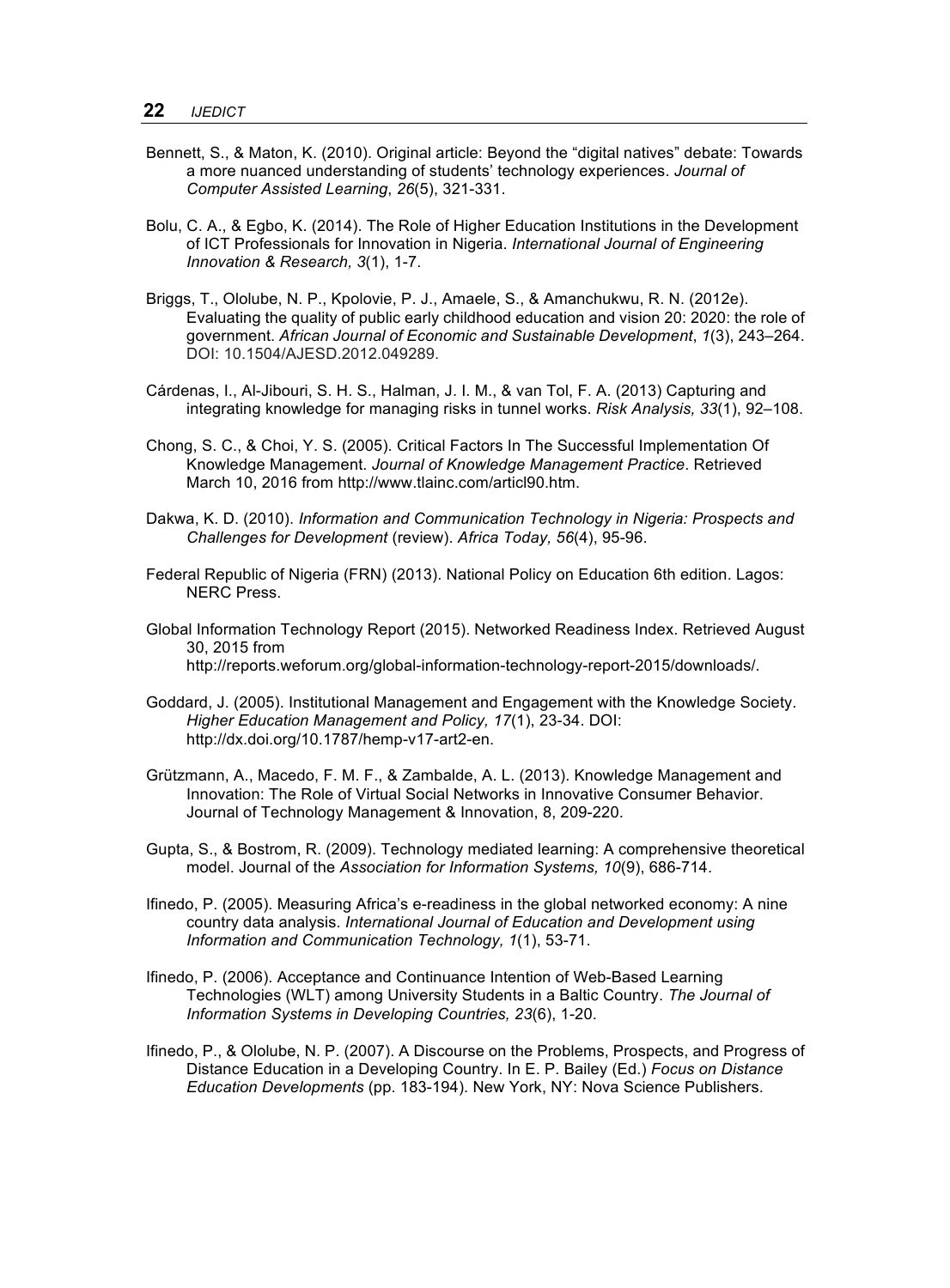Bennett, S., & Maton, K. (2010). Original article: Beyond the "digital natives" debate: Towards a more nuanced understanding of students' technology experiences. *Journal of Computer Assisted Learning*, *26*(5), 321-331.

Bolu, C. A., & Egbo, K. (2014). The Role of Higher Education Institutions in the Development of ICT Professionals for Innovation in Nigeria. *International Journal of Engineering Innovation & Research, 3*(1), 1-7.

Briggs, T., Ololube, N. P., Kpolovie, P. J., Amaele, S., & Amanchukwu, R. N. (2012e). Evaluating the quality of public early childhood education and vision 20: 2020: the role of government. *African Journal of Economic and Sustainable Development*, *1*(3), 243–264. DOI: 10.1504/AJESD.2012.049289.

Cárdenas, I., Al-Jibouri, S. H. S., Halman, J. I. M., & van Tol, F. A. (2013) Capturing and integrating knowledge for managing risks in tunnel works. *Risk Analysis, 33*(1), 92–108.

Chong, S. C., & Choi, Y. S. (2005). Critical Factors In The Successful Implementation Of Knowledge Management. *Journal of Knowledge Management Practice*. Retrieved March 10, 2016 from http://www.tlainc.com/articl90.htm.

Dakwa, K. D. (2010). *Information and Communication Technology in Nigeria: Prospects and Challenges for Development* (review). *Africa Today, 56*(4), 95-96.

Federal Republic of Nigeria (FRN) (2013). National Policy on Education 6th edition. Lagos: NERC Press.

Global Information Technology Report (2015). Networked Readiness Index. Retrieved August 30, 2015 from http://reports.weforum.org/global-information-technology-report-2015/downloads/.

Goddard, J. (2005). Institutional Management and Engagement with the Knowledge Society. *Higher Education Management and Policy, 17*(1), 23-34. DOI: http://dx.doi.org/10.1787/hemp-v17-art2-en.

Grützmann, A., Macedo, F. M. F., & Zambalde, A. L. (2013). Knowledge Management and Innovation: The Role of Virtual Social Networks in Innovative Consumer Behavior. Journal of Technology Management & Innovation, 8, 209-220.

Gupta, S., & Bostrom, R. (2009). Technology mediated learning: A comprehensive theoretical model. Journal of the *Association for Information Systems, 10*(9), 686-714.

Ifinedo, P. (2005). Measuring Africa's e-readiness in the global networked economy: A nine country data analysis. *International Journal of Education and Development using Information and Communication Technology, 1*(1), 53-71.

Ifinedo, P. (2006). Acceptance and Continuance Intention of Web-Based Learning Technologies (WLT) among University Students in a Baltic Country. *The Journal of Information Systems in Developing Countries, 23*(6), 1-20.

Ifinedo, P., & Ololube, N. P. (2007). A Discourse on the Problems, Prospects, and Progress of Distance Education in a Developing Country. In E. P. Bailey (Ed.) *Focus on Distance Education Developments* (pp. 183-194). New York, NY: Nova Science Publishers.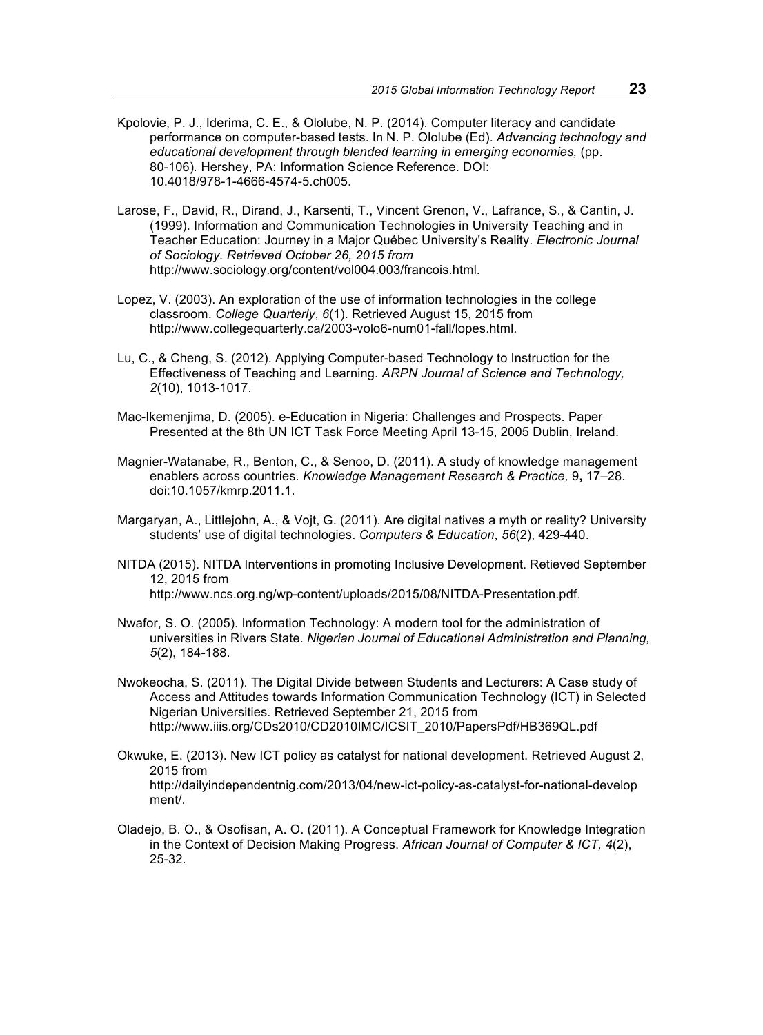Kpolovie, P. J., Iderima, C. E., & Ololube, N. P. (2014). Computer literacy and candidate performance on computer-based tests. In N. P. Ololube (Ed). *Advancing technology and educational development through blended learning in emerging economies,* (pp. 80-106)*.* Hershey, PA: Information Science Reference. DOI: 10.4018/978-1-4666-4574-5.ch005.

Larose, F., David, R., Dirand, J., Karsenti, T., Vincent Grenon, V., Lafrance, S., & Cantin, J. (1999). Information and Communication Technologies in University Teaching and in Teacher Education: Journey in a Major Québec University's Reality. *Electronic Journal of Sociology. Retrieved October 26, 2015 from* http://www.sociology.org/content/vol004.003/francois.html.

Lopez, V. (2003). An exploration of the use of information technologies in the college classroom. *College Quarterly*, *6*(1). Retrieved August 15, 2015 from http://www.collegequarterly.ca/2003-volo6-num01-fall/lopes.html.

Lu, C., & Cheng, S. (2012). Applying Computer-based Technology to Instruction for the Effectiveness of Teaching and Learning. *ARPN Journal of Science and Technology, 2*(10), 1013-1017.

Mac-Ikemenjima, D. (2005). e-Education in Nigeria: Challenges and Prospects. Paper Presented at the 8th UN ICT Task Force Meeting April 13-15, 2005 Dublin, Ireland.

Magnier-Watanabe, R., Benton, C., & Senoo, D. (2011). A study of knowledge management enablers across countries. *Knowledge Management Research & Practice,* 9**,** 17–28. doi:10.1057/kmrp.2011.1.

Margaryan, A., Littlejohn, A., & Vojt, G. (2011). Are digital natives a myth or reality? University students' use of digital technologies. *Computers & Education*, *56*(2), 429-440.

NITDA (2015). NITDA Interventions in promoting Inclusive Development. Retieved September 12, 2015 from http://www.ncs.org.ng/wp-content/uploads/2015/08/NITDA-Presentation.pdf.

Nwafor, S. O. (2005). Information Technology: A modern tool for the administration of universities in Rivers State. *Nigerian Journal of Educational Administration and Planning, 5*(2), 184-188.

Nwokeocha, S. (2011). The Digital Divide between Students and Lecturers: A Case study of Access and Attitudes towards Information Communication Technology (ICT) in Selected Nigerian Universities. Retrieved September 21, 2015 from http://www.iiis.org/CDs2010/CD2010IMC/ICSIT_2010/PapersPdf/HB369QL.pdf

Okwuke, E. (2013). New ICT policy as catalyst for national development. Retrieved August 2, 2015 from http://dailyindependentnig.com/2013/04/new-ict-policy-as-catalyst-for-national-development/.

Oladejo, B. O., & Osofisan, A. O. (2011). A Conceptual Framework for Knowledge Integration in the Context of Decision Making Progress. *African Journal of Computer & ICT, 4*(2), 25-32.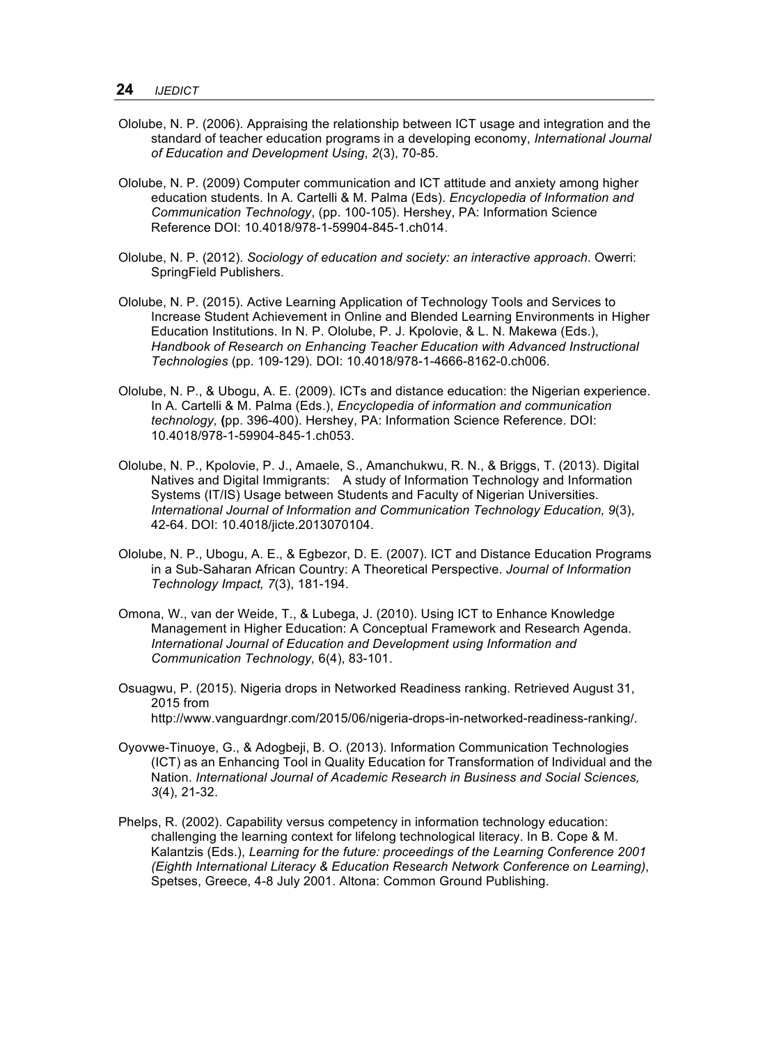Ololube, N. P. (2006). Appraising the relationship between ICT usage and integration and the standard of teacher education programs in a developing economy, *International Journal of Education and Development Using*, *2*(3), 70-85.

Ololube, N. P. (2009) Computer communication and ICT attitude and anxiety among higher education students. In A. Cartelli & M. Palma (Eds). *Encyclopedia of Information and Communication Technology*, (pp. 100-105). Hershey, PA: Information Science Reference DOI: 10.4018/978-1-59904-845-1.ch014.

Ololube, N. P. (2012). *Sociology of education and society: an interactive approach*. Owerri: SpringField Publishers.

Ololube, N. P. (2015). Active Learning Application of Technology Tools and Services to Increase Student Achievement in Online and Blended Learning Environments in Higher Education Institutions. In N. P. Ololube, P. J. Kpolovie, & L. N. Makewa (Eds.), *Handbook of Research on Enhancing Teacher Education with Advanced Instructional Technologies* (pp. 109-129). DOI: 10.4018/978-1-4666-8162-0.ch006.

Ololube, N. P., & Ubogu, A. E. (2009). ICTs and distance education: the Nigerian experience. In A. Cartelli & M. Palma (Eds.), *Encyclopedia of information and communication technology,* **(**pp. 396-400). Hershey, PA: Information Science Reference. DOI: 10.4018/978-1-59904-845-1.ch053.

Ololube, N. P., Kpolovie, P. J., Amaele, S., Amanchukwu, R. N., & Briggs, T. (2013). Digital Natives and Digital Immigrants: A study of Information Technology and Information Systems (IT/IS) Usage between Students and Faculty of Nigerian Universities. *International Journal of Information and Communication Technology Education, 9*(3), 42-64. DOI: 10.4018/jicte.2013070104.

Ololube, N. P., Ubogu, A. E., & Egbezor, D. E. (2007). ICT and Distance Education Programs in a Sub-Saharan African Country: A Theoretical Perspective. *Journal of Information Technology Impact, 7*(3), 181-194.

Omona, W., van der Weide, T., & Lubega, J. (2010). Using ICT to Enhance Knowledge Management in Higher Education: A Conceptual Framework and Research Agenda. *International Journal of Education and Development using Information and Communication Technology,* 6(4), 83-101.

Osuagwu, P. (2015). Nigeria drops in Networked Readiness ranking. Retrieved August 31, 2015 from http://www.vanguardngr.com/2015/06/nigeria-drops-in-networked-readiness-ranking/.

Oyovwe-Tinuoye, G., & Adogbeji, B. O. (2013). Information Communication Technologies (ICT) as an Enhancing Tool in Quality Education for Transformation of Individual and the Nation. *International Journal of Academic Research in Business and Social Sciences, 3*(4), 21-32.

Phelps, R. (2002). Capability versus competency in information technology education: challenging the learning context for lifelong technological literacy. In B. Cope & M. Kalantzis (Eds.), *Learning for the future: proceedings of the Learning Conference 2001 (Eighth International Literacy & Education Research Network Conference on Learning)*, Spetses, Greece, 4-8 July 2001. Altona: Common Ground Publishing.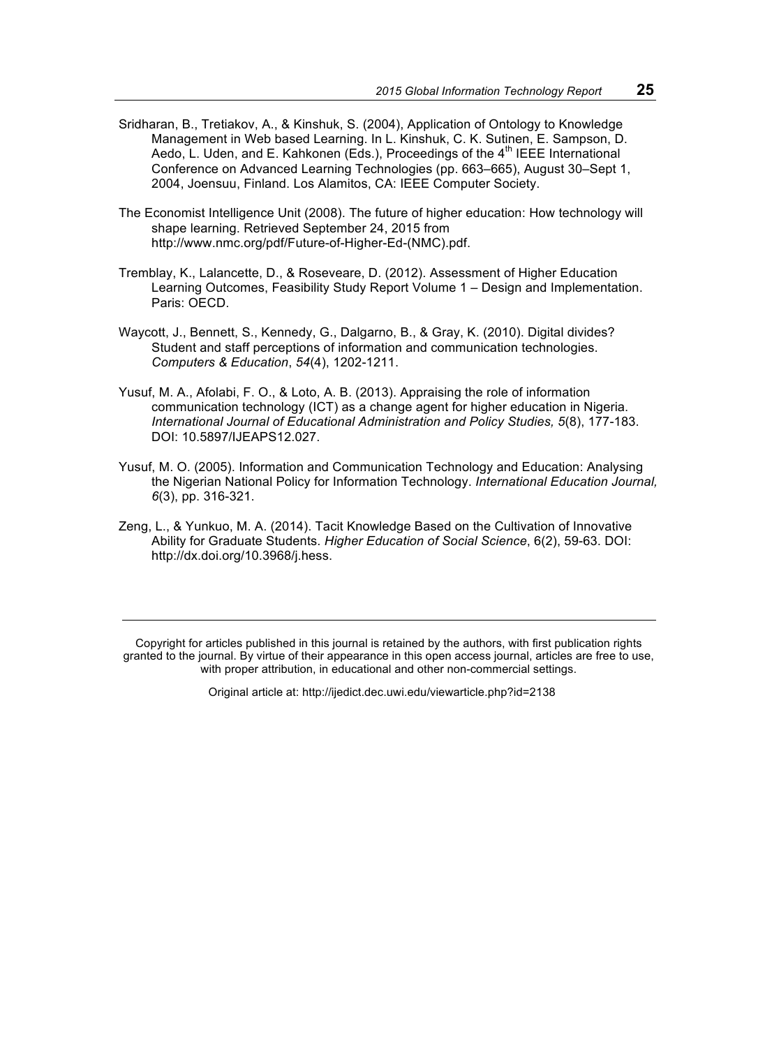Sridharan, B., Tretiakov, A., & Kinshuk, S. (2004), Application of Ontology to Knowledge Management in Web based Learning. In L. Kinshuk, C. K. Sutinen, E. Sampson, D. Aedo, L. Uden, and E. Kahkonen (Eds.), Proceedings of the 4th IEEE International Conference on Advanced Learning Technologies (pp. 663–665), August 30–Sept 1, 2004, Joensuu, Finland. Los Alamitos, CA: IEEE Computer Society.

The Economist Intelligence Unit (2008). The future of higher education: How technology will shape learning. Retrieved September 24, 2015 from http://www.nmc.org/pdf/Future-of-Higher-Ed-(NMC).pdf.

Tremblay, K., Lalancette, D., & Roseveare, D. (2012). Assessment of Higher Education Learning Outcomes, Feasibility Study Report Volume 1 – Design and Implementation. Paris: OECD.

Waycott, J., Bennett, S., Kennedy, G., Dalgarno, B., & Gray, K. (2010). Digital divides? Student and staff perceptions of information and communication technologies. *Computers & Education*, *54*(4), 1202-1211.

Yusuf, M. A., Afolabi, F. O., & Loto, A. B. (2013). Appraising the role of information communication technology (ICT) as a change agent for higher education in Nigeria. *International Journal of Educational Administration and Policy Studies, 5*(8), 177-183. DOI: 10.5897/IJEAPS12.027.

Yusuf, M. O. (2005). Information and Communication Technology and Education: Analysing the Nigerian National Policy for Information Technology. *International Education Journal, 6*(3), pp. 316-321.

Zeng, L., & Yunkuo, M. A. (2014). Tacit Knowledge Based on the Cultivation of Innovative Ability for Graduate Students. *Higher Education of Social Science*, 6(2), 59-63. DOI: http://dx.doi.org/10.3968/j.hess.

---

Copyright for articles published in this journal is retained by the authors, with first publication rights granted to the journal. By virtue of their appearance in this open access journal, articles are free to use, with proper attribution, in educational and other non-commercial settings.

Original article at: http://ijedict.dec.uwi.edu/viewarticle.php?id=2138